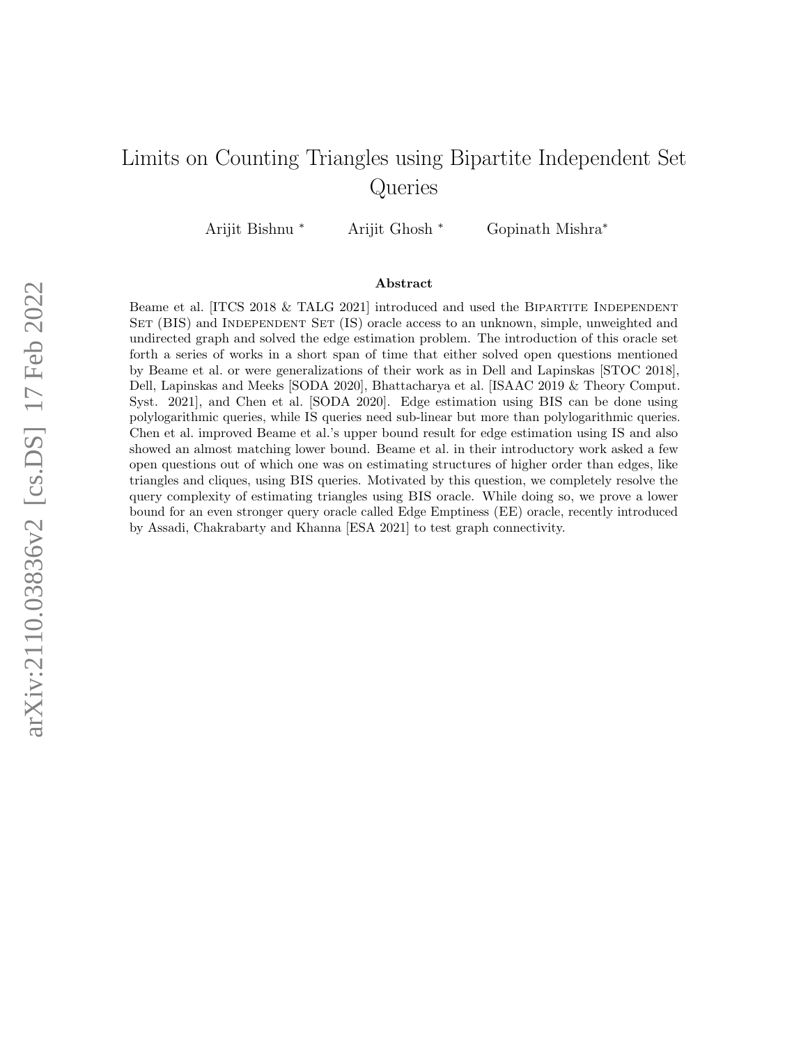# Limits on Counting Triangles using Bipartite Independent Set Queries

Arijit Bishnu * Arijit Ghosh * Gopinath Mishra*

## Abstract

Beame et al. [ITCS 2018 & TALG 2021] introduced and used the Bipartite Independent Set (BIS) and Independent Set (IS) oracle access to an unknown, simple, unweighted and undirected graph and solved the edge estimation problem. The introduction of this oracle set forth a series of works in a short span of time that either solved open questions mentioned by Beame et al. or were generalizations of their work as in Dell and Lapinskas [STOC 2018], Dell, Lapinskas and Meeks [SODA 2020], Bhattacharya et al. [ISAAC 2019 & Theory Comput. Syst. 2021], and Chen et al. [SODA 2020]. Edge estimation using BIS can be done using polylogarithmic queries, while IS queries need sub-linear but more than polylogarithmic queries. Chen et al. improved Beame et al.'s upper bound result for edge estimation using IS and also showed an almost matching lower bound. Beame et al. in their introductory work asked a few open questions out of which one was on estimating structures of higher order than edges, like triangles and cliques, using BIS queries. Motivated by this question, we completely resolve the query complexity of estimating triangles using BIS oracle. While doing so, we prove a lower bound for an even stronger query oracle called Edge Emptiness (EE) oracle, recently introduced by Assadi, Chakrabarty and Khanna [ESA 2021] to test graph connectivity.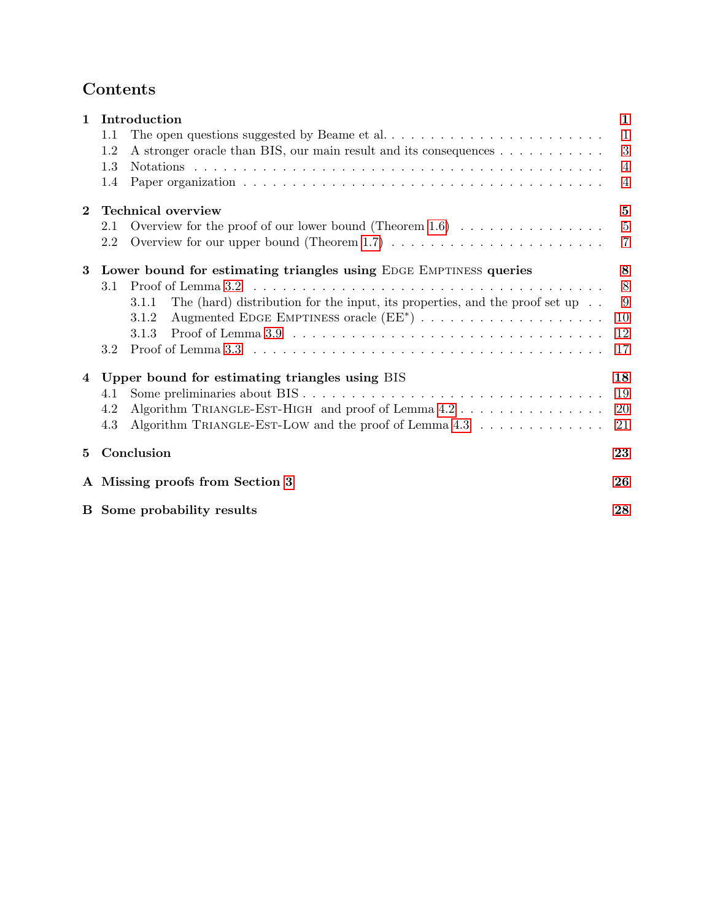# Contents

**1 Introduction** — 1
- 1.1 The open questions suggested by Beame et al. — 1
- 1.2 A stronger oracle than BIS, our main result and its consequences — 3
- 1.3 Notations — 4
- 1.4 Paper organization — 4

**2 Technical overview** — 5
- 2.1 Overview for the proof of our lower bound (Theorem 1.6) — 5
- 2.2 Overview for our upper bound (Theorem 1.7) — 7

**3 Lower bound for estimating triangles using Edge Emptiness queries** — 8
- 3.1 Proof of Lemma 3.2 — 8
  - 3.1.1 The (hard) distribution for the input, its properties, and the proof set up — 9
  - 3.1.2 Augmented Edge Emptiness oracle (EE$^*$) — 10
  - 3.1.3 Proof of Lemma 3.9 — 12
- 3.2 Proof of Lemma 3.3 — 17

**4 Upper bound for estimating triangles using BIS** — 18
- 4.1 Some preliminaries about BIS — 19
- 4.2 Algorithm Triangle-Est-High and proof of Lemma 4.2 — 20
- 4.3 Algorithm Triangle-Est-Low and the proof of Lemma 4.3 — 21

**5 Conclusion** — 23

**A Missing proofs from Section 3** — 26

**B Some probability results** — 28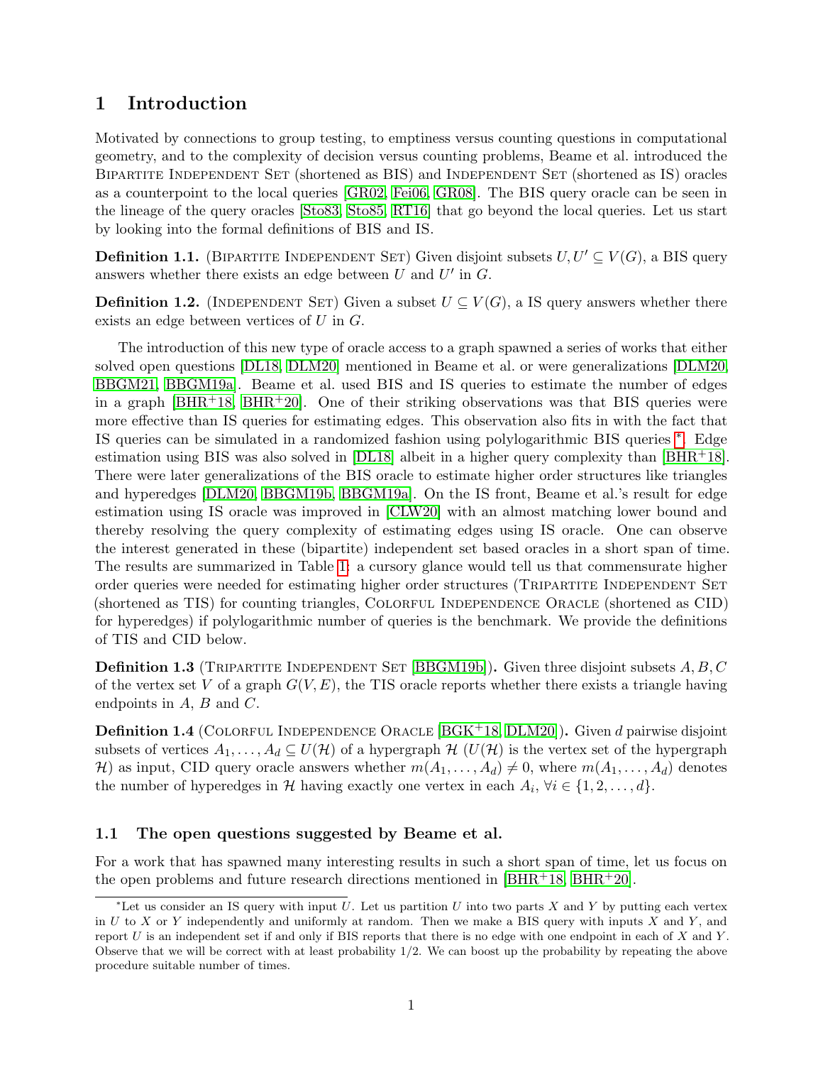# 1 Introduction

Motivated by connections to group testing, to emptiness versus counting questions in computational geometry, and to the complexity of decision versus counting problems, Beame et al. introduced the Bipartite Independent Set (shortened as BIS) and Independent Set (shortened as IS) oracles as a counterpoint to the local queries [GR02, Fei06, GR08]. The BIS query oracle can be seen in the lineage of the query oracles [Sto83, Sto85, RT16] that go beyond the local queries. Let us start by looking into the formal definitions of BIS and IS.

**Definition 1.1.** (Bipartite Independent Set) Given disjoint subsets $U, U' \subseteq V(G)$, a BIS query answers whether there exists an edge between $U$ and $U'$ in $G$.

**Definition 1.2.** (Independent Set) Given a subset $U \subseteq V(G)$, a IS query answers whether there exists an edge between vertices of $U$ in $G$.

The introduction of this new type of oracle access to a graph spawned a series of works that either solved open questions [DL18, DLM20] mentioned in Beame et al. or were generalizations [DLM20, BBGM21, BBGM19a]. Beame et al. used BIS and IS queries to estimate the number of edges in a graph [BHR+18, BHR+20]. One of their striking observations was that BIS queries were more effective than IS queries for estimating edges. This observation also fits in with the fact that IS queries can be simulated in a randomized fashion using polylogarithmic BIS queries *. Edge estimation using BIS was also solved in [DL18] albeit in a higher query complexity than [BHR+18]. There were later generalizations of the BIS oracle to estimate higher order structures like triangles and hyperedges [DLM20, BBGM19b, BBGM19a]. On the IS front, Beame et al.'s result for edge estimation using IS oracle was improved in [CLW20] with an almost matching lower bound and thereby resolving the query complexity of estimating edges using IS oracle. One can observe the interest generated in these (bipartite) independent set based oracles in a short span of time. The results are summarized in Table 1; a cursory glance would tell us that commensurate higher order queries were needed for estimating higher order structures (Tripartite Independent Set (shortened as TIS) for counting triangles, Colorful Independence Oracle (shortened as CID) for hyperedges) if polylogarithmic number of queries is the benchmark. We provide the definitions of TIS and CID below.

**Definition 1.3** (Tripartite Independent Set [BBGM19b])**.** Given three disjoint subsets $A, B, C$ of the vertex set $V$ of a graph $G(V, E)$, the TIS oracle reports whether there exists a triangle having endpoints in $A$, $B$ and $C$.

**Definition 1.4** (Colorful Independence Oracle [BGK+18, DLM20])**.** Given $d$ pairwise disjoint subsets of vertices $A_1, \ldots, A_d \subseteq U(\mathcal{H})$ of a hypergraph $\mathcal{H}$ ($U(\mathcal{H})$ is the vertex set of the hypergraph $\mathcal{H}$) as input, CID query oracle answers whether $m(A_1, \ldots, A_d) \neq 0$, where $m(A_1, \ldots, A_d)$ denotes the number of hyperedges in $\mathcal{H}$ having exactly one vertex in each $A_i$, $\forall i \in \{1, 2, \ldots, d\}$.

## 1.1 The open questions suggested by Beame et al.

For a work that has spawned many interesting results in such a short span of time, let us focus on the open problems and future research directions mentioned in [BHR+18, BHR+20].

*Let us consider an IS query with input $U$. Let us partition $U$ into two parts $X$ and $Y$ by putting each vertex in $U$ to $X$ or $Y$ independently and uniformly at random. Then we make a BIS query with inputs $X$ and $Y$, and report $U$ is an independent set if and only if BIS reports that there is no edge with one endpoint in each of $X$ and $Y$. Observe that we will be correct with at least probability 1/2. We can boost up the probability by repeating the above procedure suitable number of times.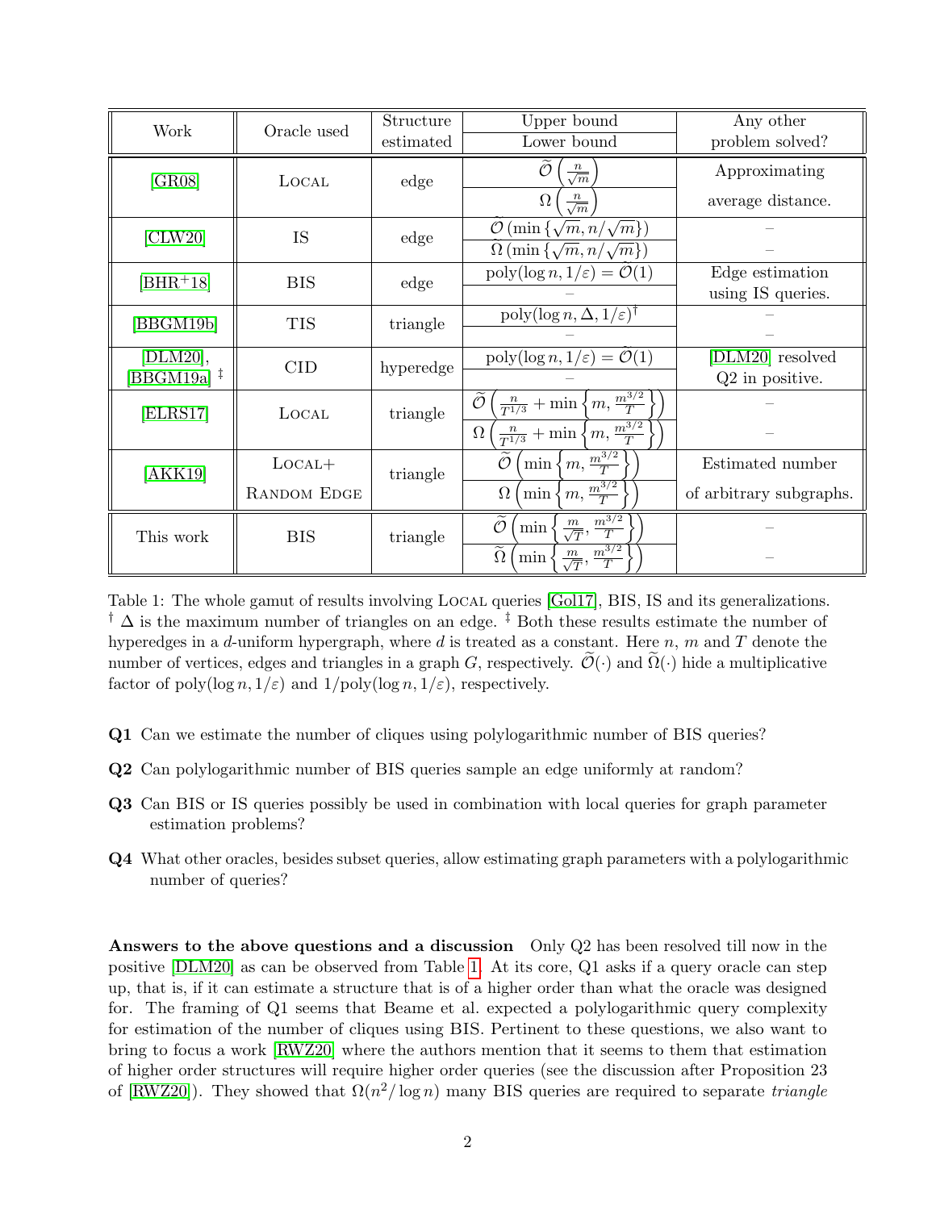| Work | Oracle used | Structure estimated | Upper bound / Lower bound | Any other problem solved? |
|---|---|---|---|---|
| [GR08] | Local | edge | $\widetilde{\mathcal{O}}\left(\frac{n}{\sqrt{m}}\right)$ | Approximating |
| | | | $\Omega\left(\frac{n}{\sqrt{m}}\right)$ | average distance. |
| [CLW20] | IS | edge | $\widetilde{\mathcal{O}}\left(\min\{\sqrt{m}, n/\sqrt{m}\}\right)$ | – |
| | | | $\widetilde{\Omega}\left(\min\{\sqrt{m}, n/\sqrt{m}\}\right)$ | – |
| [BHR+18] | BIS | edge | $\text{poly}(\log n, 1/\varepsilon) = \widetilde{\mathcal{O}}(1)$ | Edge estimation |
| | | | – | using IS queries. |
| [BBGM19b] | TIS | triangle | $\text{poly}(\log n, \Delta, 1/\varepsilon)$ [†] | – |
| | | | – | – |
| [DLM20], [BBGM19a] [‡] | CID | hyperedge | $\text{poly}(\log n, 1/\varepsilon) = \widetilde{\mathcal{O}}(1)$ | [DLM20] resolved |
| | | | – | Q2 in positive. |
| [ELRS17] | Local | triangle | $\widetilde{\mathcal{O}}\left(\frac{n}{T^{1/3}} + \min\left\{m, \frac{m^{3/2}}{T}\right\}\right)$ | – |
| | | | $\Omega\left(\frac{n}{T^{1/3}} + \min\left\{m, \frac{m^{3/2}}{T}\right\}\right)$ | – |
| [AKK19] | Local+ | triangle | $\widetilde{\mathcal{O}}\left(\min\left\{m, \frac{m^{3/2}}{T}\right\}\right)$ | Estimated number |
| | Random Edge | | $\Omega\left(\min\left\{m, \frac{m^{3/2}}{T}\right\}\right)$ | of arbitrary subgraphs. |
| This work | BIS | triangle | $\widetilde{\mathcal{O}}\left(\min\left\{\frac{m}{\sqrt{T}}, \frac{m^{3/2}}{T}\right\}\right)$ | – |
| | | | $\widetilde{\Omega}\left(\min\left\{\frac{m}{\sqrt{T}}, \frac{m^{3/2}}{T}\right\}\right)$ | – |

Table 1: The whole gamut of results involving Local queries [Gol17], BIS, IS and its generalizations. [†] $\Delta$ is the maximum number of triangles on an edge. [‡] Both these results estimate the number of hyperedges in a $d$-uniform hypergraph, where $d$ is treated as a constant. Here $n$, $m$ and $T$ denote the number of vertices, edges and triangles in a graph $G$, respectively. $\widetilde{\mathcal{O}}(\cdot)$ and $\widetilde{\Omega}(\cdot)$ hide a multiplicative factor of $\text{poly}(\log n, 1/\varepsilon)$ and $1/\text{poly}(\log n, 1/\varepsilon)$, respectively.

**Q1** Can we estimate the number of cliques using polylogarithmic number of BIS queries?

**Q2** Can polylogarithmic number of BIS queries sample an edge uniformly at random?

**Q3** Can BIS or IS queries possibly be used in combination with local queries for graph parameter estimation problems?

**Q4** What other oracles, besides subset queries, allow estimating graph parameters with a polylogarithmic number of queries?

**Answers to the above questions and a discussion** Only Q2 has been resolved till now in the positive [DLM20] as can be observed from Table 1. At its core, Q1 asks if a query oracle can step up, that is, if it can estimate a structure that is of a higher order than what the oracle was designed for. The framing of Q1 seems that Beame et al. expected a polylogarithmic query complexity for estimation of the number of cliques using BIS. Pertinent to these questions, we also want to bring to focus a work [RWZ20] where the authors mention that it seems to them that estimation of higher order structures will require higher order queries (see the discussion after Proposition 23 of [RWZ20]). They showed that $\Omega(n^2/\log n)$ many BIS queries are required to separate *triangle*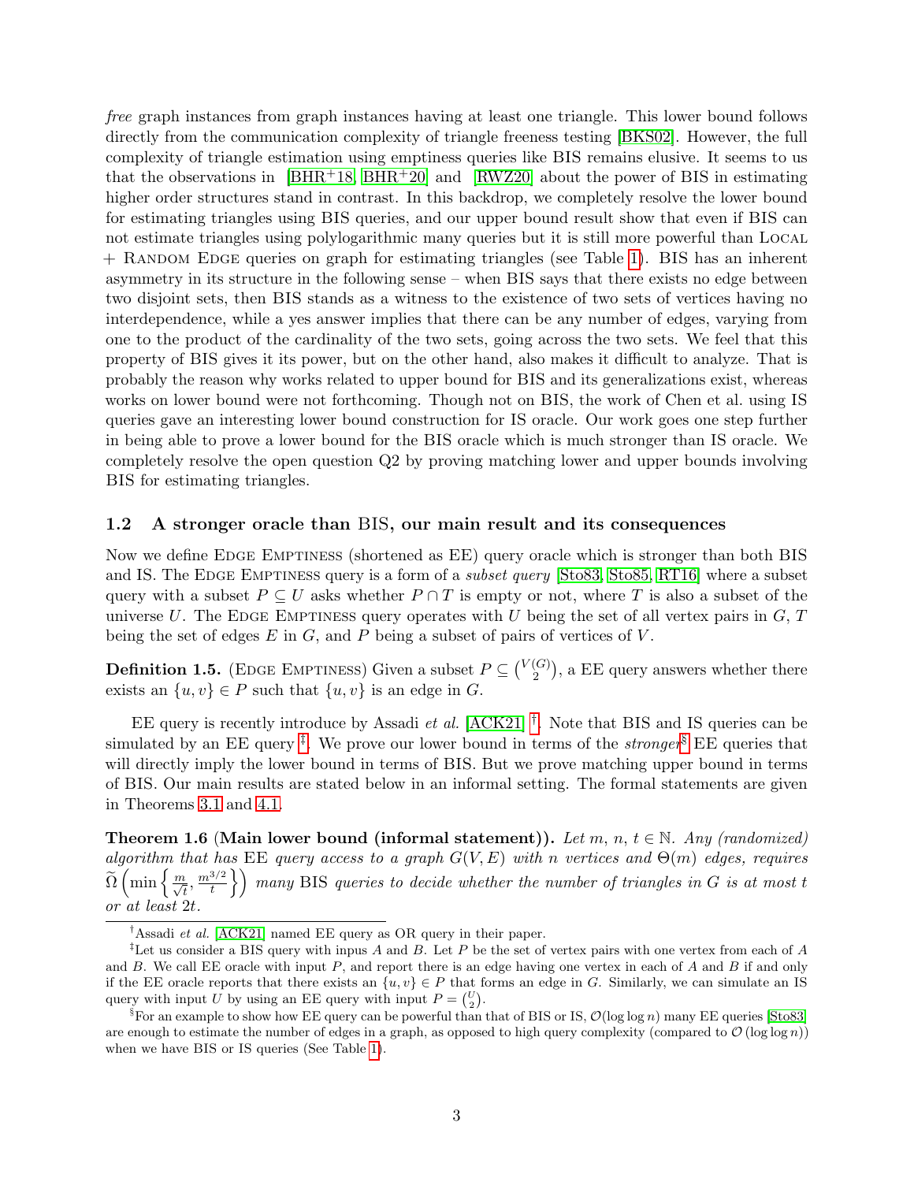*free* graph instances from graph instances having at least one triangle. This lower bound follows directly from the communication complexity of triangle freeness testing [BKS02]. However, the full complexity of triangle estimation using emptiness queries like BIS remains elusive. It seems to us that the observations in [BHR+18, BHR+20] and [RWZ20] about the power of BIS in estimating higher order structures stand in contrast. In this backdrop, we completely resolve the lower bound for estimating triangles using BIS queries, and our upper bound result show that even if BIS can not estimate triangles using polylogarithmic many queries but it is still more powerful than LOCAL + RANDOM EDGE queries on graph for estimating triangles (see Table 1). BIS has an inherent asymmetry in its structure in the following sense – when BIS says that there exists no edge between two disjoint sets, then BIS stands as a witness to the existence of two sets of vertices having no interdependence, while a yes answer implies that there can be any number of edges, varying from one to the product of the cardinality of the two sets, going across the two sets. We feel that this property of BIS gives it its power, but on the other hand, also makes it difficult to analyze. That is probably the reason why works related to upper bound for BIS and its generalizations exist, whereas works on lower bound were not forthcoming. Though not on BIS, the work of Chen et al. using IS queries gave an interesting lower bound construction for IS oracle. Our work goes one step further in being able to prove a lower bound for the BIS oracle which is much stronger than IS oracle. We completely resolve the open question Q2 by proving matching lower and upper bounds involving BIS for estimating triangles.

### 1.2 A stronger oracle than BIS, our main result and its consequences

Now we define EDGE EMPTINESS (shortened as EE) query oracle which is stronger than both BIS and IS. The EDGE EMPTINESS query is a form of a *subset query* [Sto83, Sto85, RT16] where a subset query with a subset $P \subseteq U$ asks whether $P \cap T$ is empty or not, where $T$ is also a subset of the universe $U$. The EDGE EMPTINESS query operates with $U$ being the set of all vertex pairs in $G$, $T$ being the set of edges $E$ in $G$, and $P$ being a subset of pairs of vertices of $V$.

**Definition 1.5.** (EDGE EMPTINESS) Given a subset $P \subseteq \binom{V(G)}{2}$, a EE query answers whether there exists an $\{u, v\} \in P$ such that $\{u, v\}$ is an edge in $G$.

EE query is recently introduce by Assadi *et al.* [ACK21] [†]. Note that BIS and IS queries can be simulated by an EE query [‡]. We prove our lower bound in terms of the *stronger*[§] EE queries that will directly imply the lower bound in terms of BIS. But we prove matching upper bound in terms of BIS. Our main results are stated below in an informal setting. The formal statements are given in Theorems 3.1 and 4.1.

**Theorem 1.6** (**Main lower bound (informal statement)).** *Let $m$, $n$, $t \in \mathbb{N}$. Any (randomized) algorithm that has* EE *query access to a graph $G(V, E)$ with $n$ vertices and $\Theta(m)$ edges, requires $\widetilde{\Omega}\left(\min\left\{\frac{m}{\sqrt{t}}, \frac{m^{3/2}}{t}\right\}\right)$ many* BIS *queries to decide whether the number of triangles in $G$ is at most $t$ or at least $2t$.*

---

[†] Assadi *et al.* [ACK21] named EE query as OR query in their paper.

[‡] Let us consider a BIS query with inpus $A$ and $B$. Let $P$ be the set of vertex pairs with one vertex from each of $A$ and $B$. We call EE oracle with input $P$, and report there is an edge having one vertex in each of $A$ and $B$ if and only if the EE oracle reports that there exists an $\{u, v\} \in P$ that forms an edge in $G$. Similarly, we can simulate an IS query with input $U$ by using an EE query with input $P = \binom{U}{2}$.

[§] For an example to show how EE query can be powerful than that of BIS or IS, $\mathcal{O}(\log \log n)$ many EE queries [Sto83] are enough to estimate the number of edges in a graph, as opposed to high query complexity (compared to $\mathcal{O}(\log \log n)$) when we have BIS or IS queries (See Table 1).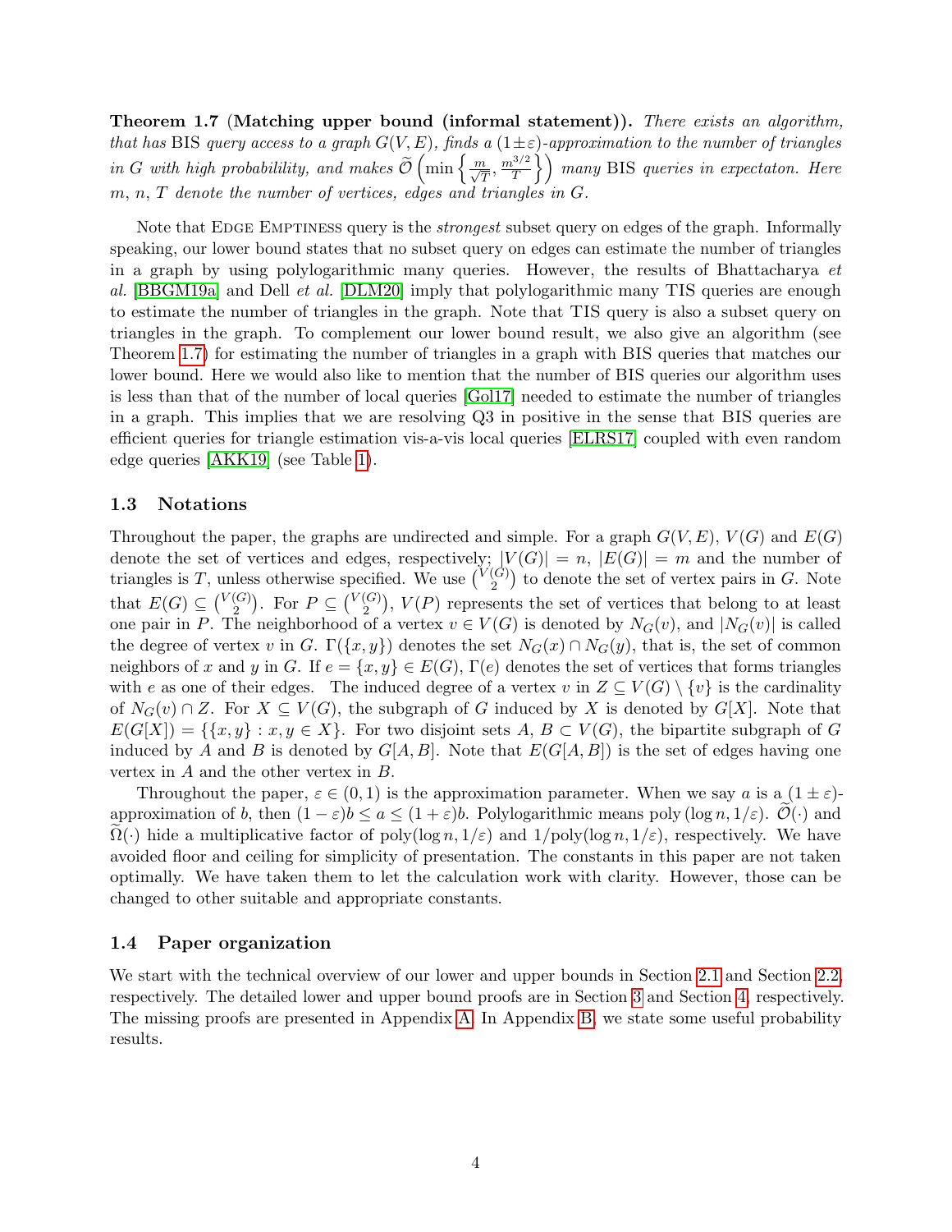**Theorem 1.7** (**Matching upper bound (informal statement)).** *There exists an algorithm, that has* BIS *query access to a graph* $G(V,E)$*, finds a* $(1\pm\varepsilon)$*-approximation to the number of triangles in* $G$ *with high probabilility, and makes* $\widetilde{\mathcal{O}}\left(\min\left\{\frac{m}{\sqrt{T}}, \frac{m^{3/2}}{T}\right\}\right)$ *many* BIS *queries in expectaton. Here* $m$*,* $n$*,* $T$ *denote the number of vertices, edges and triangles in* $G$*.*

Note that Edge Emptiness query is the *strongest* subset query on edges of the graph. Informally speaking, our lower bound states that no subset query on edges can estimate the number of triangles in a graph by using polylogarithmic many queries. However, the results of Bhattacharya *et al.* [BBGM19a] and Dell *et al.* [DLM20] imply that polylogarithmic many TIS queries are enough to estimate the number of triangles in the graph. Note that TIS query is also a subset query on triangles in the graph. To complement our lower bound result, we also give an algorithm (see Theorem 1.7) for estimating the number of triangles in a graph with BIS queries that matches our lower bound. Here we would also like to mention that the number of BIS queries our algorithm uses is less than that of the number of local queries [Gol17] needed to estimate the number of triangles in a graph. This implies that we are resolving Q3 in positive in the sense that BIS queries are efficient queries for triangle estimation vis-a-vis local queries [ELRS17] coupled with even random edge queries [AKK19] (see Table 1).

## 1.3 Notations

Throughout the paper, the graphs are undirected and simple. For a graph $G(V,E)$, $V(G)$ and $E(G)$ denote the set of vertices and edges, respectively; $|V(G)| = n$, $|E(G)| = m$ and the number of triangles is $T$, unless otherwise specified. We use $\binom{V(G)}{2}$ to denote the set of vertex pairs in $G$. Note that $E(G) \subseteq \binom{V(G)}{2}$. For $P \subseteq \binom{V(G)}{2}$, $V(P)$ represents the set of vertices that belong to at least one pair in $P$. The neighborhood of a vertex $v \in V(G)$ is denoted by $N_G(v)$, and $|N_G(v)|$ is called the degree of vertex $v$ in $G$. $\Gamma(\{x,y\})$ denotes the set $N_G(x) \cap N_G(y)$, that is, the set of common neighbors of $x$ and $y$ in $G$. If $e = \{x,y\} \in E(G)$, $\Gamma(e)$ denotes the set of vertices that forms triangles with $e$ as one of their edges. The induced degree of a vertex $v$ in $Z \subseteq V(G) \setminus \{v\}$ is the cardinality of $N_G(v) \cap Z$. For $X \subseteq V(G)$, the subgraph of $G$ induced by $X$ is denoted by $G[X]$. Note that $E(G[X]) = \{\{x,y\} : x, y \in X\}$. For two disjoint sets $A, B \subset V(G)$, the bipartite subgraph of $G$ induced by $A$ and $B$ is denoted by $G[A,B]$. Note that $E(G[A,B])$ is the set of edges having one vertex in $A$ and the other vertex in $B$.

Throughout the paper, $\varepsilon \in (0,1)$ is the approximation parameter. When we say $a$ is a $(1\pm\varepsilon)$-approximation of $b$, then $(1-\varepsilon)b \leq a \leq (1+\varepsilon)b$. Polylogarithmic means $\mathrm{poly}(\log n, 1/\varepsilon)$. $\widetilde{\mathcal{O}}(\cdot)$ and $\widetilde{\Omega}(\cdot)$ hide a multiplicative factor of $\mathrm{poly}(\log n, 1/\varepsilon)$ and $1/\mathrm{poly}(\log n, 1/\varepsilon)$, respectively. We have avoided floor and ceiling for simplicity of presentation. The constants in this paper are not taken optimally. We have taken them to let the calculation work with clarity. However, those can be changed to other suitable and appropriate constants.

## 1.4 Paper organization

We start with the technical overview of our lower and upper bounds in Section 2.1 and Section 2.2, respectively. The detailed lower and upper bound proofs are in Section 3 and Section 4, respectively. The missing proofs are presented in Appendix A. In Appendix B, we state some useful probability results.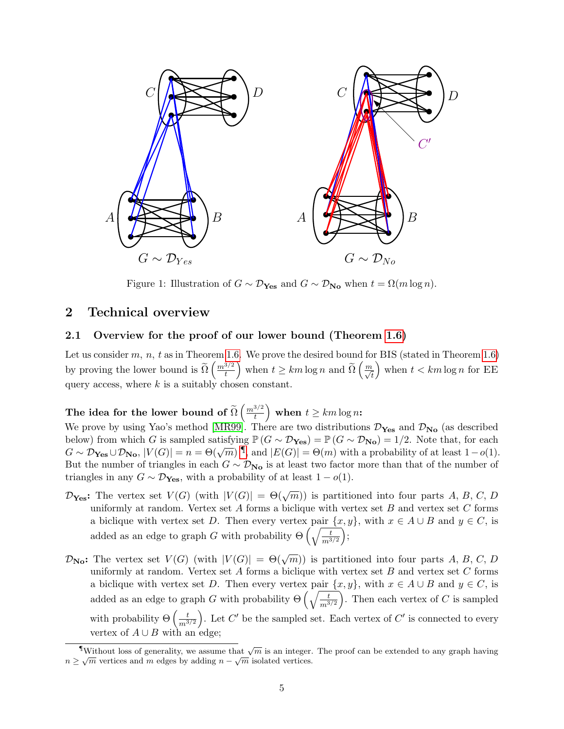Figure 1: Illustration of $G \sim \mathcal{D}_{\mathbf{Yes}}$ and $G \sim \mathcal{D}_{\mathbf{No}}$ when $t = \Omega(m \log n)$.

## 2 Technical overview

### 2.1 Overview for the proof of our lower bound (Theorem 1.6)

Let us consider $m$, $n$, $t$ as in Theorem 1.6. We prove the desired bound for BIS (stated in Theorem 1.6) by proving the lower bound is $\widetilde{\Omega}\left(\frac{m^{3/2}}{t}\right)$ when $t \geq km \log n$ and $\widetilde{\Omega}\left(\frac{m}{\sqrt{t}}\right)$ when $t < km \log n$ for EE query access, where $k$ is a suitably chosen constant.

**The idea for the lower bound of $\widetilde{\Omega}\left(\frac{m^{3/2}}{t}\right)$ when $t \geq km \log n$:**

We prove by using Yao's method [MR99]. There are two distributions $\mathcal{D}_{\mathbf{Yes}}$ and $\mathcal{D}_{\mathbf{No}}$ (as described below) from which $G$ is sampled satisfying $\mathbb{P}\left(G \sim \mathcal{D}_{\mathbf{Yes}}\right) = \mathbb{P}\left(G \sim \mathcal{D}_{\mathbf{No}}\right) = 1/2$. Note that, for each $G \sim \mathcal{D}_{\mathbf{Yes}} \cup \mathcal{D}_{\mathbf{No}}$, $|V(G)| = n = \Theta(\sqrt{m})$ [¶], and $|E(G)| = \Theta(m)$ with a probability of at least $1 - o(1)$. But the number of triangles in each $G \sim \mathcal{D}_{\mathbf{No}}$ is at least two factor more than that of the number of triangles in any $G \sim \mathcal{D}_{\mathbf{Yes}}$, with a probability of at least $1 - o(1)$.

$\mathcal{D}_{\mathbf{Yes}}$: The vertex set $V(G)$ (with $|V(G)| = \Theta(\sqrt{m})$) is partitioned into four parts $A$, $B$, $C$, $D$ uniformly at random. Vertex set $A$ forms a biclique with vertex set $B$ and vertex set $C$ forms a biclique with vertex set $D$. Then every vertex pair $\{x, y\}$, with $x \in A \cup B$ and $y \in C$, is added as an edge to graph $G$ with probability $\Theta\left(\sqrt{\frac{t}{m^{3/2}}}\right)$;

$\mathcal{D}_{\mathbf{No}}$: The vertex set $V(G)$ (with $|V(G)| = \Theta(\sqrt{m})$) is partitioned into four parts $A$, $B$, $C$, $D$ uniformly at random. Vertex set $A$ forms a biclique with vertex set $B$ and vertex set $C$ forms a biclique with vertex set $D$. Then every vertex pair $\{x, y\}$, with $x \in A \cup B$ and $y \in C$, is added as an edge to graph $G$ with probability $\Theta\left(\sqrt{\frac{t}{m^{3/2}}}\right)$. Then each vertex of $C$ is sampled with probability $\Theta\left(\frac{t}{m^{3/2}}\right)$. Let $C'$ be the sampled set. Each vertex of $C'$ is connected to every vertex of $A \cup B$ with an edge;

[¶] Without loss of generality, we assume that $\sqrt{m}$ is an integer. The proof can be extended to any graph having $n \geq \sqrt{m}$ vertices and $m$ edges by adding $n - \sqrt{m}$ isolated vertices.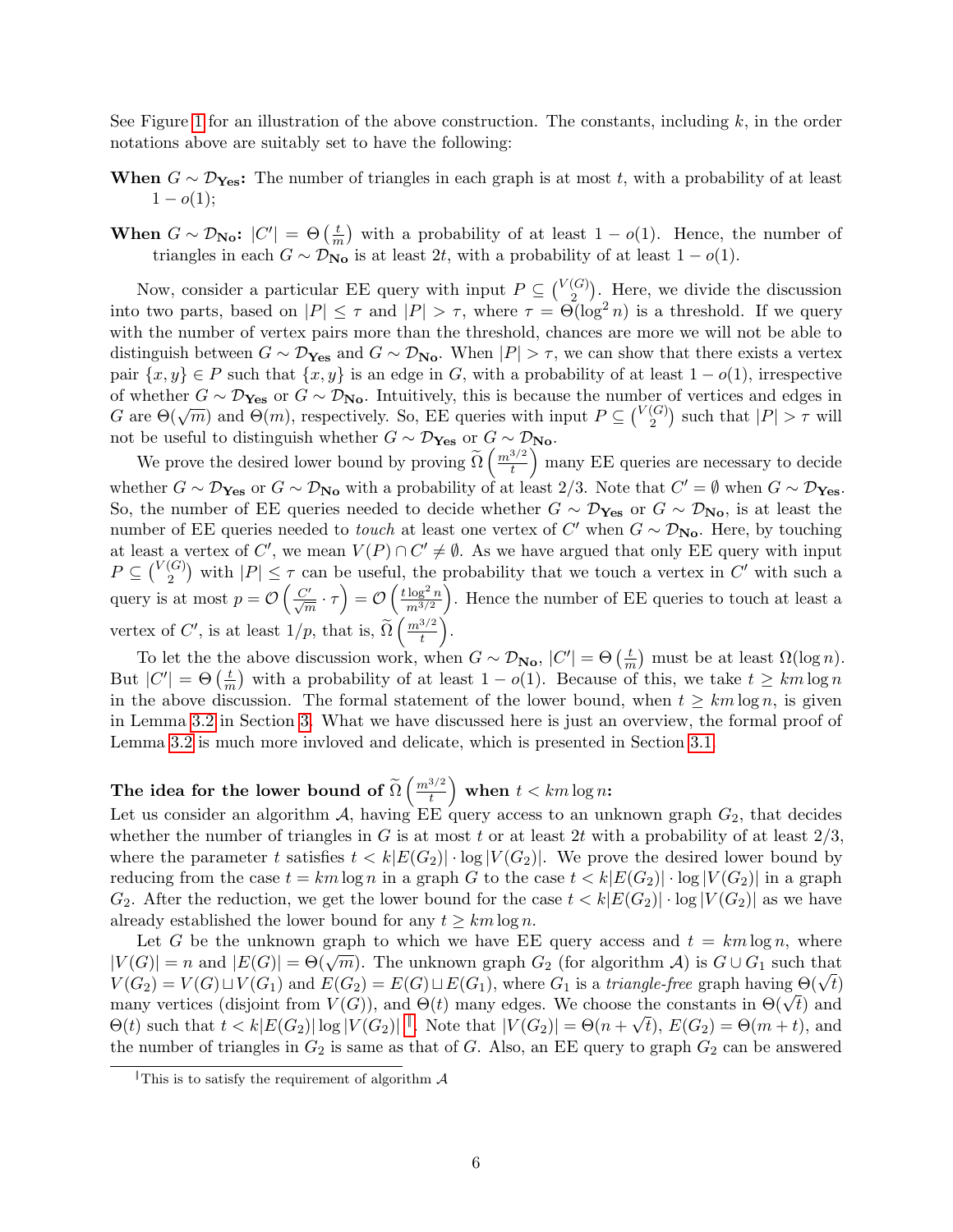See Figure 1 for an illustration of the above construction. The constants, including $k$, in the order notations above are suitably set to have the following:

**When $G \sim \mathcal{D}_{\mathbf{Yes}}$:** The number of triangles in each graph is at most $t$, with a probability of at least $1 - o(1)$;

**When $G \sim \mathcal{D}_{\mathbf{No}}$:** $|C'| = \Theta\left(\frac{t}{m}\right)$ with a probability of at least $1 - o(1)$. Hence, the number of triangles in each $G \sim \mathcal{D}_{\mathbf{No}}$ is at least $2t$, with a probability of at least $1 - o(1)$.

Now, consider a particular EE query with input $P \subseteq \binom{V(G)}{2}$. Here, we divide the discussion into two parts, based on $|P| \leq \tau$ and $|P| > \tau$, where $\tau = \Theta(\log^2 n)$ is a threshold. If we query with the number of vertex pairs more than the threshold, chances are more we will not be able to distinguish between $G \sim \mathcal{D}_{\mathbf{Yes}}$ and $G \sim \mathcal{D}_{\mathbf{No}}$. When $|P| > \tau$, we can show that there exists a vertex pair $\{x, y\} \in P$ such that $\{x, y\}$ is an edge in $G$, with a probability of at least $1 - o(1)$, irrespective of whether $G \sim \mathcal{D}_{\mathbf{Yes}}$ or $G \sim \mathcal{D}_{\mathbf{No}}$. Intuitively, this is because the number of vertices and edges in $G$ are $\Theta(\sqrt{m})$ and $\Theta(m)$, respectively. So, EE queries with input $P \subseteq \binom{V(G)}{2}$ such that $|P| > \tau$ will not be useful to distinguish whether $G \sim \mathcal{D}_{\mathbf{Yes}}$ or $G \sim \mathcal{D}_{\mathbf{No}}$.

We prove the desired lower bound by proving $\widetilde{\Omega}\left(\frac{m^{3/2}}{t}\right)$ many EE queries are necessary to decide whether $G \sim \mathcal{D}_{\mathbf{Yes}}$ or $G \sim \mathcal{D}_{\mathbf{No}}$ with a probability of at least $2/3$. Note that $C' = \emptyset$ when $G \sim \mathcal{D}_{\mathbf{Yes}}$. So, the number of EE queries needed to decide whether $G \sim \mathcal{D}_{\mathbf{Yes}}$ or $G \sim \mathcal{D}_{\mathbf{No}}$, is at least the number of EE queries needed to *touch* at least one vertex of $C'$ when $G \sim \mathcal{D}_{\mathbf{No}}$. Here, by touching at least a vertex of $C'$, we mean $V(P) \cap C' \neq \emptyset$. As we have argued that only EE query with input $P \subseteq \binom{V(G)}{2}$ with $|P| \leq \tau$ can be useful, the probability that we touch a vertex in $C'$ with such a query is at most $p = \mathcal{O}\left(\frac{C'}{\sqrt{m}} \cdot \tau\right) = \mathcal{O}\left(\frac{t \log^2 n}{m^{3/2}}\right)$. Hence the number of EE queries to touch at least a vertex of $C'$, is at least $1/p$, that is, $\widetilde{\Omega}\left(\frac{m^{3/2}}{t}\right)$.

To let the the above discussion work, when $G \sim \mathcal{D}_{\mathbf{No}}$, $|C'| = \Theta\left(\frac{t}{m}\right)$ must be at least $\Omega(\log n)$. But $|C'| = \Theta\left(\frac{t}{m}\right)$ with a probability of at least $1 - o(1)$. Because of this, we take $t \geq km \log n$ in the above discussion. The formal statement of the lower bound, when $t \geq km \log n$, is given in Lemma 3.2 in Section 3. What we have discussed here is just an overview, the formal proof of Lemma 3.2 is much more invloved and delicate, which is presented in Section 3.1.

**The idea for the lower bound of $\widetilde{\Omega}\left(\frac{m^{3/2}}{t}\right)$ when $t < km \log n$:**

Let us consider an algorithm $\mathcal{A}$, having EE query access to an unknown graph $G_2$, that decides whether the number of triangles in $G$ is at most $t$ or at least $2t$ with a probability of at least $2/3$, where the parameter $t$ satisfies $t < k|E(G_2)| \cdot \log|V(G_2)|$. We prove the desired lower bound by reducing from the case $t = km \log n$ in a graph $G$ to the case $t < k|E(G_2)| \cdot \log|V(G_2)|$ in a graph $G_2$. After the reduction, we get the lower bound for the case $t < k|E(G_2)| \cdot \log|V(G_2)|$ as we have already established the lower bound for any $t \geq km \log n$.

Let $G$ be the unknown graph to which we have EE query access and $t = km \log n$, where $|V(G)| = n$ and $|E(G)| = \Theta(\sqrt{m})$. The unknown graph $G_2$ (for algorithm $\mathcal{A}$) is $G \cup G_1$ such that $V(G_2) = V(G) \sqcup V(G_1)$ and $E(G_2) = E(G) \sqcup E(G_1)$, where $G_1$ is a *triangle-free* graph having $\Theta(\sqrt{t})$ many vertices (disjoint from $V(G)$), and $\Theta(t)$ many edges. We choose the constants in $\Theta(\sqrt{t})$ and $\Theta(t)$ such that $t < k|E(G_2)| \log|V(G_2)|$ [||]. Note that $|V(G_2)| = \Theta(n + \sqrt{t})$, $E(G_2) = \Theta(m + t)$, and the number of triangles in $G_2$ is same as that of $G$. Also, an EE query to graph $G_2$ can be answered

[||] This is to satisfy the requirement of algorithm $\mathcal{A}$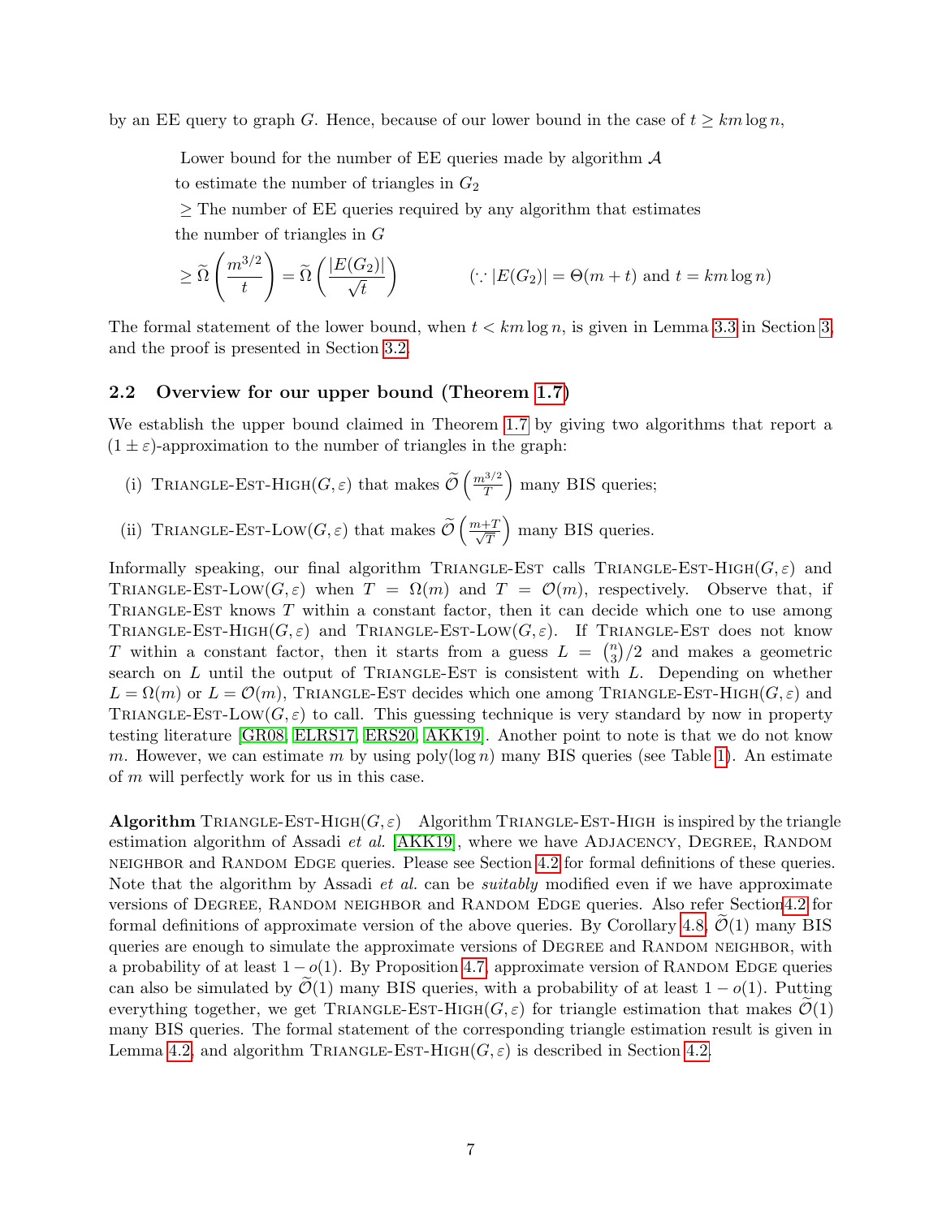by an EE query to graph $G$. Hence, because of our lower bound in the case of $t \geq km \log n$,

Lower bound for the number of EE queries made by algorithm $\mathcal{A}$
to estimate the number of triangles in $G_2$
$\geq$ The number of EE queries required by any algorithm that estimates
the number of triangles in $G$

$$\geq \widetilde{\Omega}\left(\frac{m^{3/2}}{t}\right) = \widetilde{\Omega}\left(\frac{|E(G_2)|}{\sqrt{t}}\right) \qquad (\because |E(G_2)| = \Theta(m+t) \text{ and } t = km \log n)$$

The formal statement of the lower bound, when $t < km \log n$, is given in Lemma 3.3 in Section 3, and the proof is presented in Section 3.2.

## 2.2 Overview for our upper bound (Theorem 1.7)

We establish the upper bound claimed in Theorem 1.7 by giving two algorithms that report a $(1 \pm \varepsilon)$-approximation to the number of triangles in the graph:

(i) Triangle-Est-High$(G, \varepsilon)$ that makes $\widetilde{\mathcal{O}}\left(\frac{m^{3/2}}{T}\right)$ many BIS queries;

(ii) Triangle-Est-Low$(G, \varepsilon)$ that makes $\widetilde{\mathcal{O}}\left(\frac{m+T}{\sqrt{T}}\right)$ many BIS queries.

Informally speaking, our final algorithm Triangle-Est calls Triangle-Est-High$(G, \varepsilon)$ and Triangle-Est-Low$(G, \varepsilon)$ when $T = \Omega(m)$ and $T = \mathcal{O}(m)$, respectively. Observe that, if Triangle-Est knows $T$ within a constant factor, then it can decide which one to use among Triangle-Est-High$(G, \varepsilon)$ and Triangle-Est-Low$(G, \varepsilon)$. If Triangle-Est does not know $T$ within a constant factor, then it starts from a guess $L = \binom{n}{3}/2$ and makes a geometric search on $L$ until the output of Triangle-Est is consistent with $L$. Depending on whether $L = \Omega(m)$ or $L = \mathcal{O}(m)$, Triangle-Est decides which one among Triangle-Est-High$(G, \varepsilon)$ and Triangle-Est-Low$(G, \varepsilon)$ to call. This guessing technique is very standard by now in property testing literature [GR08, ELRS17, ERS20, AKK19]. Another point to note is that we do not know $m$. However, we can estimate $m$ by using $\text{poly}(\log n)$ many BIS queries (see Table 1). An estimate of $m$ will perfectly work for us in this case.

**Algorithm** Triangle-Est-High$(G, \varepsilon)$ Algorithm Triangle-Est-High is inspired by the triangle estimation algorithm of Assadi *et al.* [AKK19], where we have Adjacency, Degree, Random neighbor and Random Edge queries. Please see Section 4.2 for formal definitions of these queries. Note that the algorithm by Assadi *et al.* can be *suitably* modified even if we have approximate versions of Degree, Random neighbor and Random Edge queries. Also refer Section 4.2 for formal definitions of approximate version of the above queries. By Corollary 4.8, $\widetilde{\mathcal{O}}(1)$ many BIS queries are enough to simulate the approximate versions of Degree and Random neighbor, with a probability of at least $1 - o(1)$. By Proposition 4.7, approximate version of Random Edge queries can also be simulated by $\widetilde{\mathcal{O}}(1)$ many BIS queries, with a probability of at least $1 - o(1)$. Putting everything together, we get Triangle-Est-High$(G, \varepsilon)$ for triangle estimation that makes $\widetilde{\mathcal{O}}(1)$ many BIS queries. The formal statement of the corresponding triangle estimation result is given in Lemma 4.2, and algorithm Triangle-Est-High$(G, \varepsilon)$ is described in Section 4.2.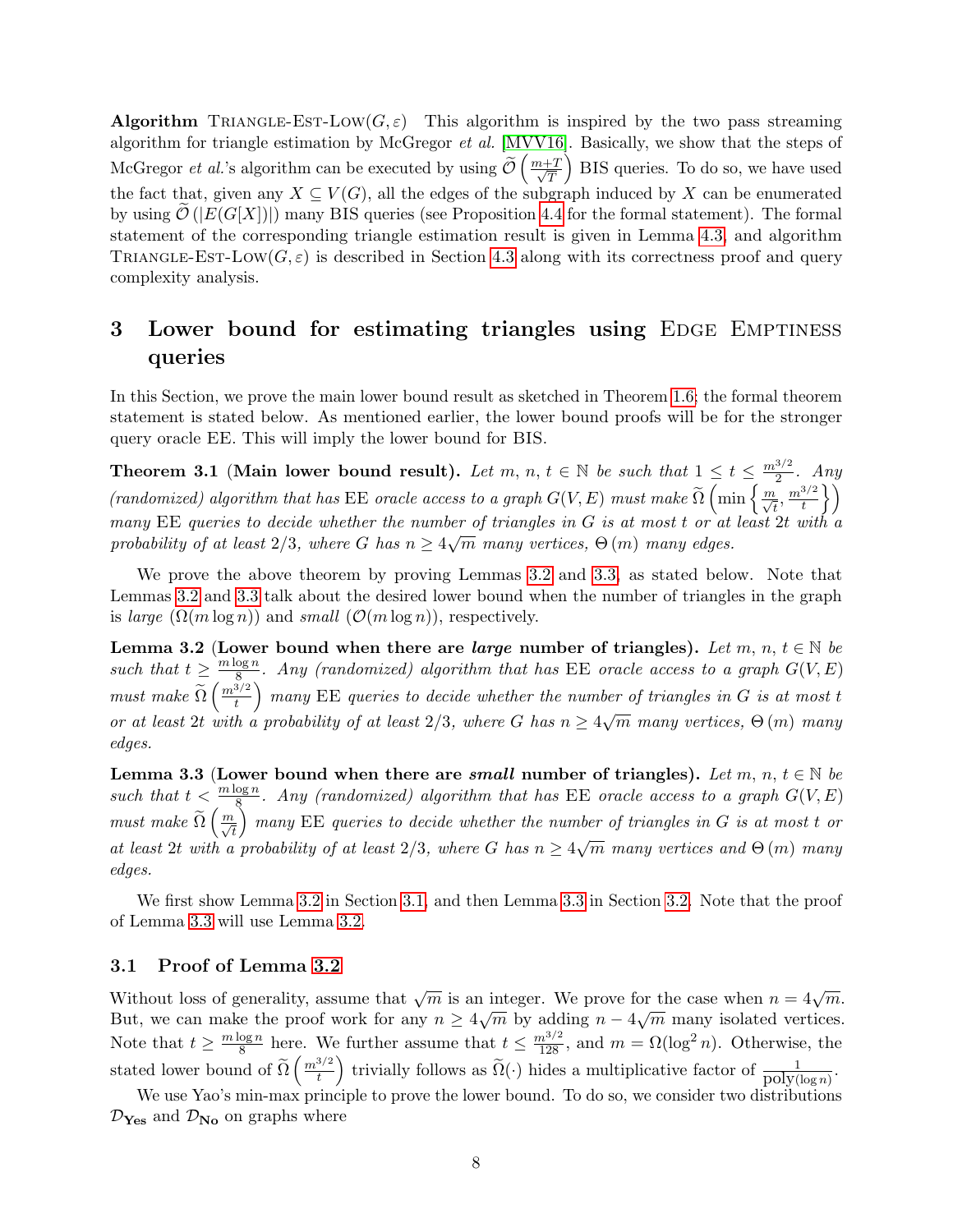**Algorithm** Triangle-Est-Low$(G, \varepsilon)$ This algorithm is inspired by the two pass streaming algorithm for triangle estimation by McGregor *et al.* [MVV16]. Basically, we show that the steps of McGregor *et al.*'s algorithm can be executed by using $\widetilde{\mathcal{O}}\left(\frac{m+T}{\sqrt{T}}\right)$ BIS queries. To do so, we have used the fact that, given any $X \subseteq V(G)$, all the edges of the subgraph induced by $X$ can be enumerated by using $\widetilde{\mathcal{O}}(|E(G[X])|)$ many BIS queries (see Proposition 4.4 for the formal statement). The formal statement of the corresponding triangle estimation result is given in Lemma 4.3, and algorithm Triangle-Est-Low$(G, \varepsilon)$ is described in Section 4.3 along with its correctness proof and query complexity analysis.

# 3 Lower bound for estimating triangles using Edge Emptiness queries

In this Section, we prove the main lower bound result as sketched in Theorem 1.6; the formal theorem statement is stated below. As mentioned earlier, the lower bound proofs will be for the stronger query oracle EE. This will imply the lower bound for BIS.

**Theorem 3.1 (Main lower bound result).** *Let $m, n, t \in \mathbb{N}$ be such that $1 \le t \le \frac{m^{3/2}}{2}$. Any (randomized) algorithm that has* EE *oracle access to a graph $G(V, E)$ must make $\widetilde{\Omega}\left(\min\left\{\frac{m}{\sqrt{t}}, \frac{m^{3/2}}{t}\right\}\right)$ many* EE *queries to decide whether the number of triangles in $G$ is at most $t$ or at least $2t$ with a probability of at least $2/3$, where $G$ has $n \ge 4\sqrt{m}$ many vertices, $\Theta(m)$ many edges.*

We prove the above theorem by proving Lemmas 3.2 and 3.3, as stated below. Note that Lemmas 3.2 and 3.3 talk about the desired lower bound when the number of triangles in the graph is *large* ($\Omega(m \log n)$) and *small* ($\mathcal{O}(m \log n)$), respectively.

**Lemma 3.2 (Lower bound when there are *large* number of triangles).** *Let $m, n, t \in \mathbb{N}$ be such that $t \ge \frac{m \log n}{8}$. Any (randomized) algorithm that has* EE *oracle access to a graph $G(V, E)$ must make $\widetilde{\Omega}\left(\frac{m^{3/2}}{t}\right)$ many* EE *queries to decide whether the number of triangles in $G$ is at most $t$ or at least $2t$ with a probability of at least $2/3$, where $G$ has $n \ge 4\sqrt{m}$ many vertices, $\Theta(m)$ many edges.*

**Lemma 3.3 (Lower bound when there are *small* number of triangles).** *Let $m, n, t \in \mathbb{N}$ be such that $t < \frac{m \log n}{8}$. Any (randomized) algorithm that has* EE *oracle access to a graph $G(V, E)$ must make $\widetilde{\Omega}\left(\frac{m}{\sqrt{t}}\right)$ many* EE *queries to decide whether the number of triangles in $G$ is at most $t$ or at least $2t$ with a probability of at least $2/3$, where $G$ has $n \ge 4\sqrt{m}$ many vertices and $\Theta(m)$ many edges.*

We first show Lemma 3.2 in Section 3.1, and then Lemma 3.3 in Section 3.2. Note that the proof of Lemma 3.3 will use Lemma 3.2.

## 3.1 Proof of Lemma 3.2

Without loss of generality, assume that $\sqrt{m}$ is an integer. We prove for the case when $n = 4\sqrt{m}$. But, we can make the proof work for any $n \ge 4\sqrt{m}$ by adding $n - 4\sqrt{m}$ many isolated vertices. Note that $t \ge \frac{m \log n}{8}$ here. We further assume that $t \le \frac{m^{3/2}}{128}$, and $m = \Omega(\log^2 n)$. Otherwise, the stated lower bound of $\widetilde{\Omega}\left(\frac{m^{3/2}}{t}\right)$ trivially follows as $\widetilde{\Omega}(\cdot)$ hides a multiplicative factor of $\frac{1}{\text{poly}(\log n)}$.

We use Yao's min-max principle to prove the lower bound. To do so, we consider two distributions $\mathcal{D}_{\mathbf{Yes}}$ and $\mathcal{D}_{\mathbf{No}}$ on graphs where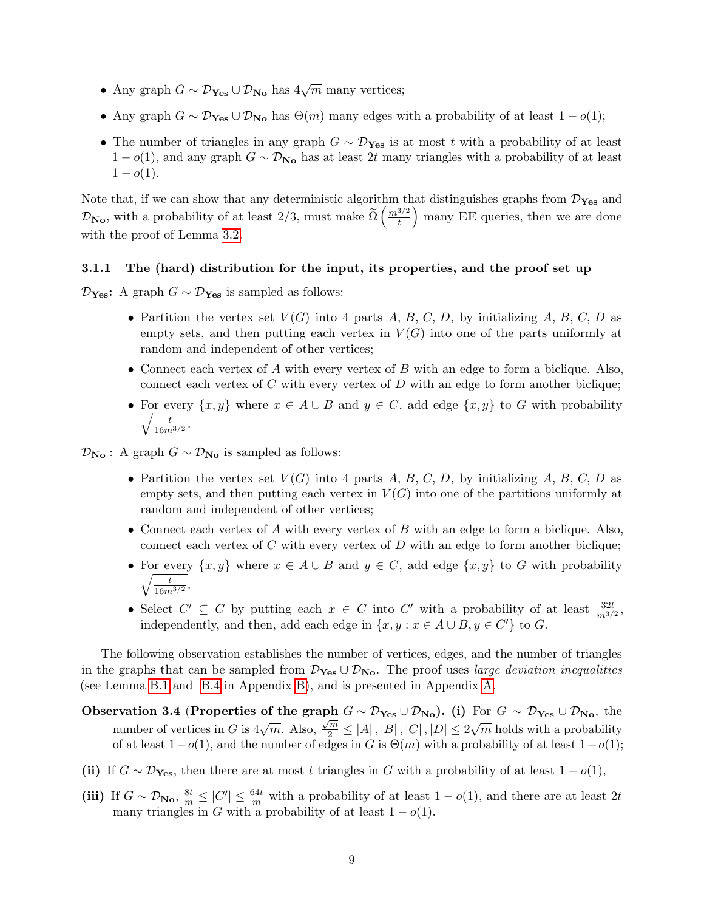- Any graph $G \sim \mathcal{D}_{\mathbf{Yes}} \cup \mathcal{D}_{\mathbf{No}}$ has $4\sqrt{m}$ many vertices;
- Any graph $G \sim \mathcal{D}_{\mathbf{Yes}} \cup \mathcal{D}_{\mathbf{No}}$ has $\Theta(m)$ many edges with a probability of at least $1 - o(1)$;
- The number of triangles in any graph $G \sim \mathcal{D}_{\mathbf{Yes}}$ is at most $t$ with a probability of at least $1 - o(1)$, and any graph $G \sim \mathcal{D}_{\mathbf{No}}$ has at least $2t$ many triangles with a probability of at least $1 - o(1)$.

Note that, if we can show that any deterministic algorithm that distinguishes graphs from $\mathcal{D}_{\mathbf{Yes}}$ and $\mathcal{D}_{\mathbf{No}}$, with a probability of at least $2/3$, must make $\widetilde{\Omega}\left(\frac{m^{3/2}}{t}\right)$ many EE queries, then we are done with the proof of Lemma 3.2.

### 3.1.1 The (hard) distribution for the input, its properties, and the proof set up

$\mathcal{D}_{\mathbf{Yes}}$**:** A graph $G \sim \mathcal{D}_{\mathbf{Yes}}$ is sampled as follows:

- Partition the vertex set $V(G)$ into 4 parts $A$, $B$, $C$, $D$, by initializing $A$, $B$, $C$, $D$ as empty sets, and then putting each vertex in $V(G)$ into one of the parts uniformly at random and independent of other vertices;
- Connect each vertex of $A$ with every vertex of $B$ with an edge to form a biclique. Also, connect each vertex of $C$ with every vertex of $D$ with an edge to form another biclique;
- For every $\{x, y\}$ where $x \in A \cup B$ and $y \in C$, add edge $\{x, y\}$ to $G$ with probability $\sqrt{\frac{t}{16m^{3/2}}}$.

$\mathcal{D}_{\mathbf{No}}$ **:** A graph $G \sim \mathcal{D}_{\mathbf{No}}$ is sampled as follows:

- Partition the vertex set $V(G)$ into 4 parts $A$, $B$, $C$, $D$, by initializing $A$, $B$, $C$, $D$ as empty sets, and then putting each vertex in $V(G)$ into one of the partitions uniformly at random and independent of other vertices;
- Connect each vertex of $A$ with every vertex of $B$ with an edge to form a biclique. Also, connect each vertex of $C$ with every vertex of $D$ with an edge to form another biclique;
- For every $\{x, y\}$ where $x \in A \cup B$ and $y \in C$, add edge $\{x, y\}$ to $G$ with probability $\sqrt{\frac{t}{16m^{3/2}}}$.
- Select $C' \subseteq C$ by putting each $x \in C$ into $C'$ with a probability of at least $\frac{32t}{m^{3/2}}$, independently, and then, add each edge in $\{x, y : x \in A \cup B, y \in C'\}$ to $G$.

The following observation establishes the number of vertices, edges, and the number of triangles in the graphs that can be sampled from $\mathcal{D}_{\mathbf{Yes}} \cup \mathcal{D}_{\mathbf{No}}$. The proof uses *large deviation inequalities* (see Lemma B.1 and B.4 in Appendix B), and is presented in Appendix A.

**Observation 3.4 (Properties of the graph $G \sim \mathcal{D}_{\mathbf{Yes}} \cup \mathcal{D}_{\mathbf{No}}$). (i)** For $G \sim \mathcal{D}_{\mathbf{Yes}} \cup \mathcal{D}_{\mathbf{No}}$, the number of vertices in $G$ is $4\sqrt{m}$. Also, $\frac{\sqrt{m}}{2} \leq |A|, |B|, |C|, |D| \leq 2\sqrt{m}$ holds with a probability of at least $1 - o(1)$, and the number of edges in $G$ is $\Theta(m)$ with a probability of at least $1 - o(1)$;

**(ii)** If $G \sim \mathcal{D}_{\mathbf{Yes}}$, then there are at most $t$ triangles in $G$ with a probability of at least $1 - o(1)$,

**(iii)** If $G \sim \mathcal{D}_{\mathbf{No}}$, $\frac{8t}{m} \leq |C'| \leq \frac{64t}{m}$ with a probability of at least $1 - o(1)$, and there are at least $2t$ many triangles in $G$ with a probability of at least $1 - o(1)$.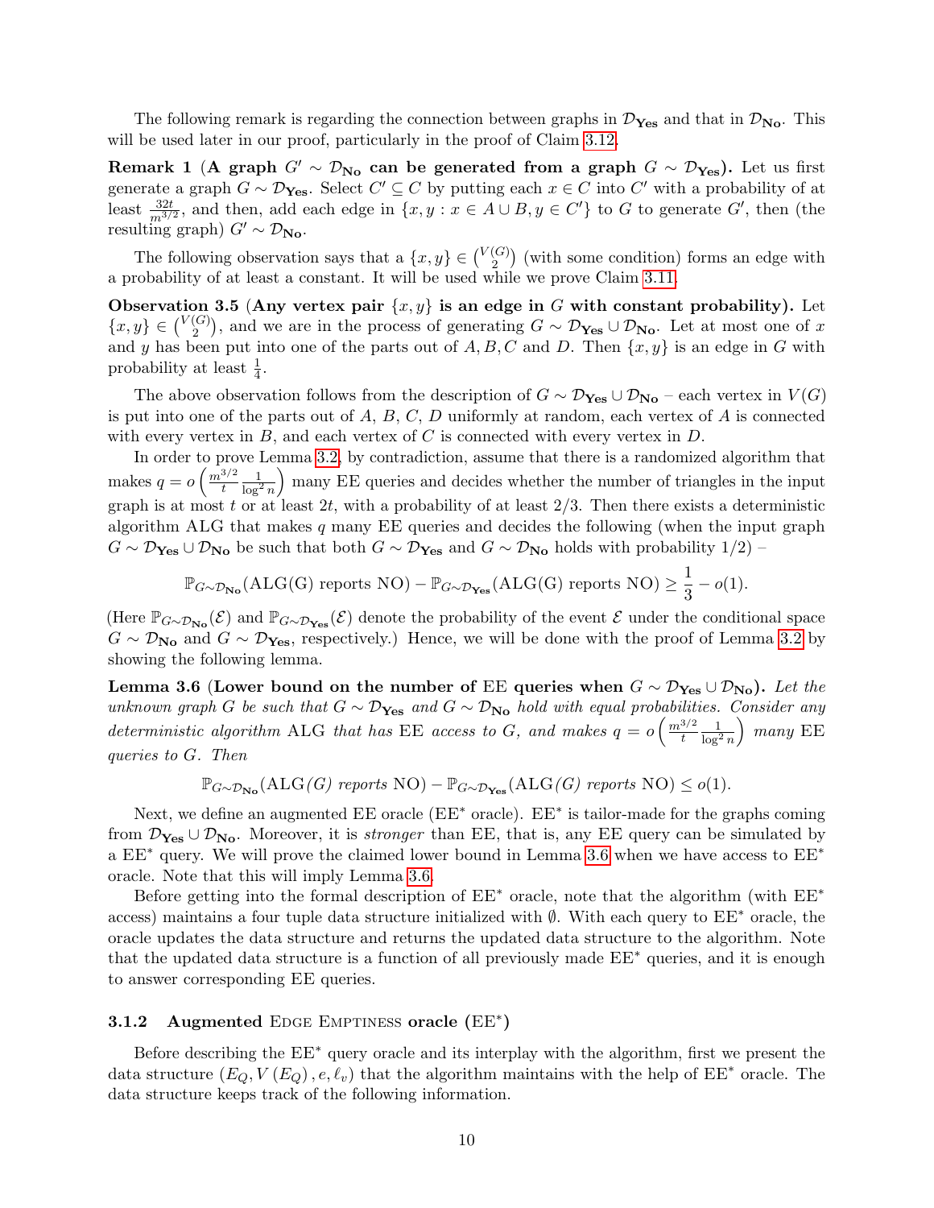The following remark is regarding the connection between graphs in $\mathcal{D}_{\mathbf{Yes}}$ and that in $\mathcal{D}_{\mathbf{No}}$. This will be used later in our proof, particularly in the proof of Claim 3.12.

**Remark 1 (A graph $G' \sim \mathcal{D}_{\mathbf{No}}$ can be generated from a graph $G \sim \mathcal{D}_{\mathbf{Yes}}$).** Let us first generate a graph $G \sim \mathcal{D}_{\mathbf{Yes}}$. Select $C' \subseteq C$ by putting each $x \in C$ into $C'$ with a probability of at least $\frac{32t}{m^{3/2}}$, and then, add each edge in $\{x, y : x \in A \cup B, y \in C'\}$ to $G$ to generate $G'$, then (the resulting graph) $G' \sim \mathcal{D}_{\mathbf{No}}$.

The following observation says that a $\{x, y\} \in \binom{V(G)}{2}$ (with some condition) forms an edge with a probability of at least a constant. It will be used while we prove Claim 3.11.

**Observation 3.5 (Any vertex pair $\{x, y\}$ is an edge in $G$ with constant probability).** Let $\{x, y\} \in \binom{V(G)}{2}$, and we are in the process of generating $G \sim \mathcal{D}_{\mathbf{Yes}} \cup \mathcal{D}_{\mathbf{No}}$. Let at most one of $x$ and $y$ has been put into one of the parts out of $A, B, C$ and $D$. Then $\{x, y\}$ is an edge in $G$ with probability at least $\frac{1}{4}$.

The above observation follows from the description of $G \sim \mathcal{D}_{\mathbf{Yes}} \cup \mathcal{D}_{\mathbf{No}}$ – each vertex in $V(G)$ is put into one of the parts out of $A$, $B$, $C$, $D$ uniformly at random, each vertex of $A$ is connected with every vertex in $B$, and each vertex of $C$ is connected with every vertex in $D$.

In order to prove Lemma 3.2, by contradiction, assume that there is a randomized algorithm that makes $q = o\left(\frac{m^{3/2}}{t}\frac{1}{\log^2 n}\right)$ many EE queries and decides whether the number of triangles in the input graph is at most $t$ or at least $2t$, with a probability of at least $2/3$. Then there exists a deterministic algorithm ALG that makes $q$ many EE queries and decides the following (when the input graph $G \sim \mathcal{D}_{\mathbf{Yes}} \cup \mathcal{D}_{\mathbf{No}}$ be such that both $G \sim \mathcal{D}_{\mathbf{Yes}}$ and $G \sim \mathcal{D}_{\mathbf{No}}$ holds with probability $1/2$) –

$$\mathbb{P}_{G \sim \mathcal{D}_{\mathbf{No}}}(\text{ALG(G) reports NO}) - \mathbb{P}_{G \sim \mathcal{D}_{\mathbf{Yes}}}(\text{ALG(G) reports NO}) \geq \frac{1}{3} - o(1).$$

(Here $\mathbb{P}_{G \sim \mathcal{D}_{\mathbf{No}}}(\mathcal{E})$ and $\mathbb{P}_{G \sim \mathcal{D}_{\mathbf{Yes}}}(\mathcal{E})$ denote the probability of the event $\mathcal{E}$ under the conditional space $G \sim \mathcal{D}_{\mathbf{No}}$ and $G \sim \mathcal{D}_{\mathbf{Yes}}$, respectively.) Hence, we will be done with the proof of Lemma 3.2 by showing the following lemma.

**Lemma 3.6 (Lower bound on the number of EE queries when $G \sim \mathcal{D}_{\mathbf{Yes}} \cup \mathcal{D}_{\mathbf{No}}$).** *Let the unknown graph $G$ be such that $G \sim \mathcal{D}_{\mathbf{Yes}}$ and $G \sim \mathcal{D}_{\mathbf{No}}$ hold with equal probabilities. Consider any deterministic algorithm* ALG *that has* EE *access to $G$, and makes $q = o\left(\frac{m^{3/2}}{t}\frac{1}{\log^2 n}\right)$ many* EE *queries to $G$. Then*

$$\mathbb{P}_{G \sim \mathcal{D}_{\mathbf{No}}}(\text{ALG}(G) \textit{ reports } \text{NO}) - \mathbb{P}_{G \sim \mathcal{D}_{\mathbf{Yes}}}(\text{ALG}(G) \textit{ reports } \text{NO}) \leq o(1).$$

Next, we define an augmented EE oracle (EE$^*$ oracle). EE$^*$ is tailor-made for the graphs coming from $\mathcal{D}_{\mathbf{Yes}} \cup \mathcal{D}_{\mathbf{No}}$. Moreover, it is *stronger* than EE, that is, any EE query can be simulated by a EE$^*$ query. We will prove the claimed lower bound in Lemma 3.6 when we have access to EE$^*$ oracle. Note that this will imply Lemma 3.6.

Before getting into the formal description of EE$^*$ oracle, note that the algorithm (with EE$^*$ access) maintains a four tuple data structure initialized with $\emptyset$. With each query to EE$^*$ oracle, the oracle updates the data structure and returns the updated data structure to the algorithm. Note that the updated data structure is a function of all previously made EE$^*$ queries, and it is enough to answer corresponding EE queries.

### 3.1.2 Augmented Edge Emptiness oracle (EE$^*$)

Before describing the EE$^*$ query oracle and its interplay with the algorithm, first we present the data structure $(E_Q, V(E_Q), e, \ell_v)$ that the algorithm maintains with the help of EE$^*$ oracle. The data structure keeps track of the following information.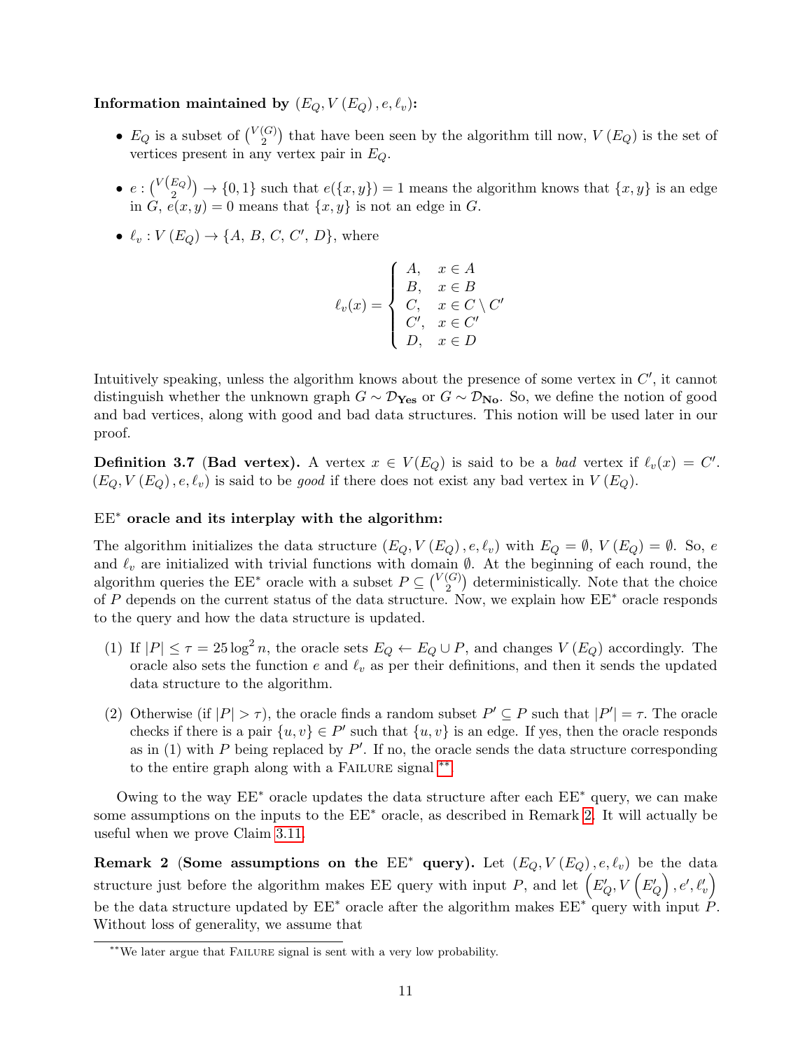**Information maintained by $(E_Q, V(E_Q), e, \ell_v)$:**

- $E_Q$ is a subset of $\binom{V(G)}{2}$ that have been seen by the algorithm till now, $V(E_Q)$ is the set of vertices present in any vertex pair in $E_Q$.
- $e : \binom{V(E_Q)}{2} \to \{0, 1\}$ such that $e(\{x, y\}) = 1$ means the algorithm knows that $\{x, y\}$ is an edge in $G$, $e(x, y) = 0$ means that $\{x, y\}$ is not an edge in $G$.
- $\ell_v : V(E_Q) \to \{A, B, C, C', D\}$, where

$$\ell_v(x) = \begin{cases} A, & x \in A \\ B, & x \in B \\ C, & x \in C \setminus C' \\ C', & x \in C' \\ D, & x \in D \end{cases}$$

Intuitively speaking, unless the algorithm knows about the presence of some vertex in $C'$, it cannot distinguish whether the unknown graph $G \sim \mathcal{D}_{\mathbf{Yes}}$ or $G \sim \mathcal{D}_{\mathbf{No}}$. So, we define the notion of good and bad vertices, along with good and bad data structures. This notion will be used later in our proof.

**Definition 3.7 (Bad vertex).** A vertex $x \in V(E_Q)$ is said to be a *bad* vertex if $\ell_v(x) = C'$. $(E_Q, V(E_Q), e, \ell_v)$ is said to be *good* if there does not exist any bad vertex in $V(E_Q)$.

**$\mathrm{EE}^*$ oracle and its interplay with the algorithm:**

The algorithm initializes the data structure $(E_Q, V(E_Q), e, \ell_v)$ with $E_Q = \emptyset$, $V(E_Q) = \emptyset$. So, $e$ and $\ell_v$ are initialized with trivial functions with domain $\emptyset$. At the beginning of each round, the algorithm queries the $\mathrm{EE}^*$ oracle with a subset $P \subseteq \binom{V(G)}{2}$ deterministically. Note that the choice of $P$ depends on the current status of the data structure. Now, we explain how $\mathrm{EE}^*$ oracle responds to the query and how the data structure is updated.

(1) If $|P| \leq \tau = 25 \log^2 n$, the oracle sets $E_Q \leftarrow E_Q \cup P$, and changes $V(E_Q)$ accordingly. The oracle also sets the function $e$ and $\ell_v$ as per their definitions, and then it sends the updated data structure to the algorithm.

(2) Otherwise (if $|P| > \tau$), the oracle finds a random subset $P' \subseteq P$ such that $|P'| = \tau$. The oracle checks if there is a pair $\{u, v\} \in P'$ such that $\{u, v\}$ is an edge. If yes, then the oracle responds as in (1) with $P$ being replaced by $P'$. If no, the oracle sends the data structure corresponding to the entire graph along with a FAILURE signal [**].

Owing to the way $\mathrm{EE}^*$ oracle updates the data structure after each $\mathrm{EE}^*$ query, we can make some assumptions on the inputs to the $\mathrm{EE}^*$ oracle, as described in Remark 2. It will actually be useful when we prove Claim 3.11.

**Remark 2 (Some assumptions on the $\mathrm{EE}^*$ query).** Let $(E_Q, V(E_Q), e, \ell_v)$ be the data structure just before the algorithm makes EE query with input $P$, and let $\left(E'_Q, V\left(E'_Q\right), e', \ell'_v\right)$ be the data structure updated by $\mathrm{EE}^*$ oracle after the algorithm makes $\mathrm{EE}^*$ query with input $P$. Without loss of generality, we assume that

[**] We later argue that FAILURE signal is sent with a very low probability.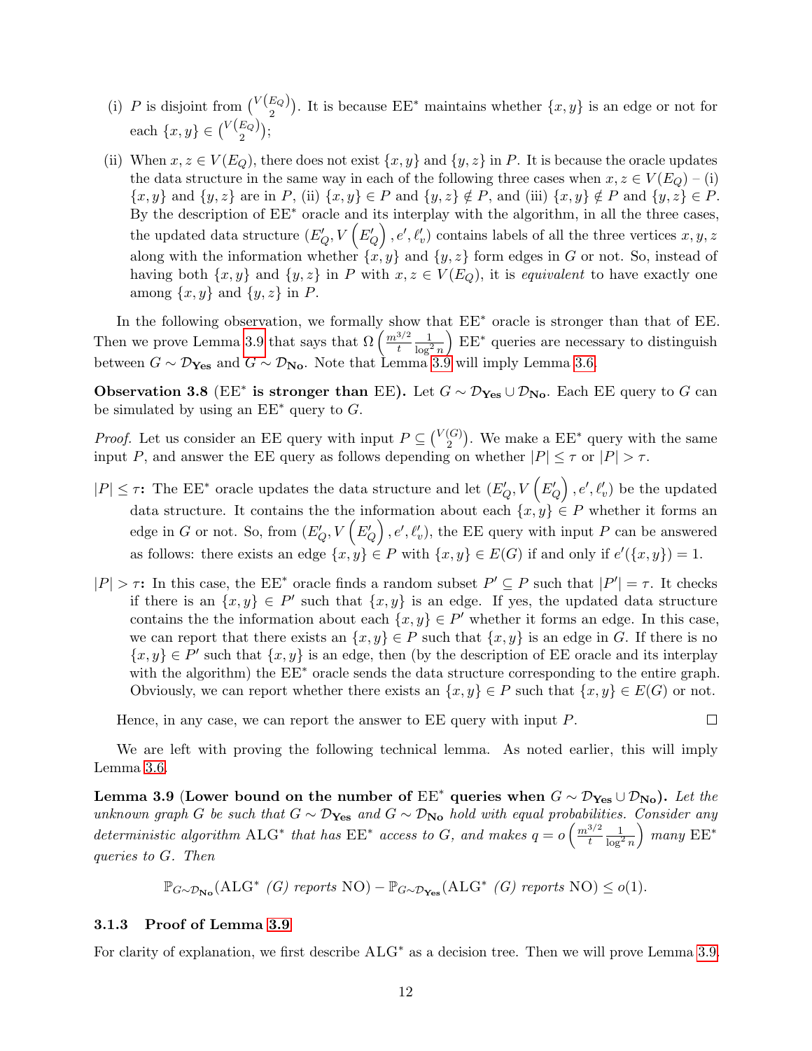(i) $P$ is disjoint from $\binom{V(E_Q)}{2}$. It is because EE$^*$ maintains whether $\{x, y\}$ is an edge or not for each $\{x, y\} \in \binom{V(E_Q)}{2}$;

(ii) When $x, z \in V(E_Q)$, there does not exist $\{x, y\}$ and $\{y, z\}$ in $P$. It is because the oracle updates the data structure in the same way in each of the following three cases when $x, z \in V(E_Q)$ – (i) $\{x, y\}$ and $\{y, z\}$ are in $P$, (ii) $\{x, y\} \in P$ and $\{y, z\} \notin P$, and (iii) $\{x, y\} \notin P$ and $\{y, z\} \in P$. By the description of EE$^*$ oracle and its interplay with the algorithm, in all the three cases, the updated data structure $(E'_Q, V\left(E'_Q\right), e', \ell'_v)$ contains labels of all the three vertices $x, y, z$ along with the information whether $\{x, y\}$ and $\{y, z\}$ form edges in $G$ or not. So, instead of having both $\{x, y\}$ and $\{y, z\}$ in $P$ with $x, z \in V(E_Q)$, it is *equivalent* to have exactly one among $\{x, y\}$ and $\{y, z\}$ in $P$.

In the following observation, we formally show that EE$^*$ oracle is stronger than that of EE. Then we prove Lemma 3.9 that says that $\Omega\left(\frac{m^{3/2}}{t}\frac{1}{\log^2 n}\right)$ EE$^*$ queries are necessary to distinguish between $G \sim \mathcal{D}_{\mathbf{Yes}}$ and $G \sim \mathcal{D}_{\mathbf{No}}$. Note that Lemma 3.9 will imply Lemma 3.6.

**Observation 3.8 (EE$^*$ is stronger than EE).** Let $G \sim \mathcal{D}_{\mathbf{Yes}} \cup \mathcal{D}_{\mathbf{No}}$. Each EE query to $G$ can be simulated by using an EE$^*$ query to $G$.

*Proof.* Let us consider an EE query with input $P \subseteq \binom{V(G)}{2}$. We make a EE$^*$ query with the same input $P$, and answer the EE query as follows depending on whether $|P| \leq \tau$ or $|P| > \tau$.

**$|P| \leq \tau$:** The EE$^*$ oracle updates the data structure and let $(E'_Q, V\left(E'_Q\right), e', \ell'_v)$ be the updated data structure. It contains the the information about each $\{x, y\} \in P$ whether it forms an edge in $G$ or not. So, from $(E'_Q, V\left(E'_Q\right), e', \ell'_v)$, the EE query with input $P$ can be answered as follows: there exists an edge $\{x, y\} \in P$ with $\{x, y\} \in E(G)$ if and only if $e'(\{x, y\}) = 1$.

**$|P| > \tau$:** In this case, the EE$^*$ oracle finds a random subset $P' \subseteq P$ such that $|P'| = \tau$. It checks if there is an $\{x, y\} \in P'$ such that $\{x, y\}$ is an edge. If yes, the updated data structure contains the the information about each $\{x, y\} \in P'$ whether it forms an edge. In this case, we can report that there exists an $\{x, y\} \in P$ such that $\{x, y\}$ is an edge in $G$. If there is no $\{x, y\} \in P'$ such that $\{x, y\}$ is an edge, then (by the description of EE oracle and its interplay with the algorithm) the EE$^*$ oracle sends the data structure corresponding to the entire graph. Obviously, we can report whether there exists an $\{x, y\} \in P$ such that $\{x, y\} \in E(G)$ or not.

Hence, in any case, we can report the answer to EE query with input $P$. $\square$

We are left with proving the following technical lemma. As noted earlier, this will imply Lemma 3.6.

**Lemma 3.9 (Lower bound on the number of EE$^*$ queries when $G \sim \mathcal{D}_{\mathbf{Yes}} \cup \mathcal{D}_{\mathbf{No}}$).** *Let the unknown graph $G$ be such that $G \sim \mathcal{D}_{\mathbf{Yes}}$ and $G \sim \mathcal{D}_{\mathbf{No}}$ hold with equal probabilities. Consider any deterministic algorithm* ALG$^*$ *that has* EE$^*$ *access to $G$, and makes $q = o\left(\frac{m^{3/2}}{t}\frac{1}{\log^2 n}\right)$ many* EE$^*$ *queries to $G$. Then*

$$\mathbb{P}_{G \sim \mathcal{D}_{\mathbf{No}}}(\text{ALG}^* \text{ (G) reports NO}) - \mathbb{P}_{G \sim \mathcal{D}_{\mathbf{Yes}}}(\text{ALG}^* \text{ (G) reports NO}) \leq o(1).$$

### 3.1.3 Proof of Lemma 3.9

For clarity of explanation, we first describe ALG$^*$ as a decision tree. Then we will prove Lemma 3.9.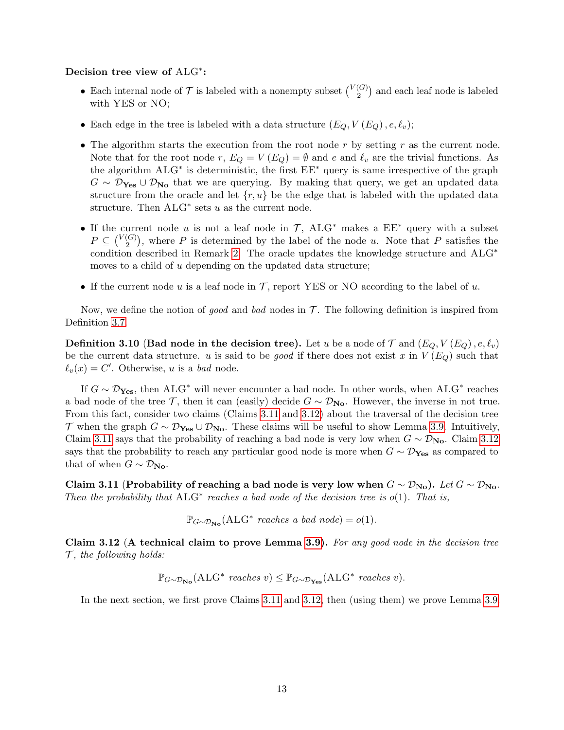**Decision tree view of $\text{ALG}^*$:**

- Each internal node of $\mathcal{T}$ is labeled with a nonempty subset $\binom{V(G)}{2}$ and each leaf node is labeled with YES or NO;
- Each edge in the tree is labeled with a data structure $(E_Q, V(E_Q), e, \ell_v)$;
- The algorithm starts the execution from the root node $r$ by setting $r$ as the current node. Note that for the root node $r$, $E_Q = V(E_Q) = \emptyset$ and $e$ and $\ell_v$ are the trivial functions. As the algorithm $\text{ALG}^*$ is deterministic, the first $\text{EE}^*$ query is same irrespective of the graph $G \sim \mathcal{D}_{\mathbf{Yes}} \cup \mathcal{D}_{\mathbf{No}}$ that we are querying. By making that query, we get an updated data structure from the oracle and let $\{r, u\}$ be the edge that is labeled with the updated data structure. Then $\text{ALG}^*$ sets $u$ as the current node.
- If the current node $u$ is not a leaf node in $\mathcal{T}$, $\text{ALG}^*$ makes a $\text{EE}^*$ query with a subset $P \subseteq \binom{V(G)}{2}$, where $P$ is determined by the label of the node $u$. Note that $P$ satisfies the condition described in Remark 2. The oracle updates the knowledge structure and $\text{ALG}^*$ moves to a child of $u$ depending on the updated data structure;
- If the current node $u$ is a leaf node in $\mathcal{T}$, report YES or NO according to the label of $u$.

Now, we define the notion of *good* and *bad* nodes in $\mathcal{T}$. The following definition is inspired from Definition 3.7.

**Definition 3.10 (Bad node in the decision tree).** Let $u$ be a node of $\mathcal{T}$ and $(E_Q, V(E_Q), e, \ell_v)$ be the current data structure. $u$ is said to be *good* if there does not exist $x$ in $V(E_Q)$ such that $\ell_v(x) = C'$. Otherwise, $u$ is a *bad* node.

If $G \sim \mathcal{D}_{\mathbf{Yes}}$, then $\text{ALG}^*$ will never encounter a bad node. In other words, when $\text{ALG}^*$ reaches a bad node of the tree $\mathcal{T}$, then it can (easily) decide $G \sim \mathcal{D}_{\mathbf{No}}$. However, the inverse in not true. From this fact, consider two claims (Claims 3.11 and 3.12) about the traversal of the decision tree $\mathcal{T}$ when the graph $G \sim \mathcal{D}_{\mathbf{Yes}} \cup \mathcal{D}_{\mathbf{No}}$. These claims will be useful to show Lemma 3.9. Intuitively, Claim 3.11 says that the probability of reaching a bad node is very low when $G \sim \mathcal{D}_{\mathbf{No}}$. Claim 3.12 says that the probability to reach any particular good node is more when $G \sim \mathcal{D}_{\mathbf{Yes}}$ as compared to that of when $G \sim \mathcal{D}_{\mathbf{No}}$.

**Claim 3.11 (Probability of reaching a bad node is very low when $G \sim \mathcal{D}_{\mathbf{No}}$).** *Let $G \sim \mathcal{D}_{\mathbf{No}}$. Then the probability that $\text{ALG}^*$ reaches a bad node of the decision tree is $o(1)$. That is,*

$$\mathbb{P}_{G \sim \mathcal{D}_{\mathbf{No}}}(\text{ALG}^* \textit{ reaches a bad node}) = o(1).$$

**Claim 3.12 (A technical claim to prove Lemma 3.9).** *For any good node in the decision tree $\mathcal{T}$, the following holds:*

$$\mathbb{P}_{G \sim \mathcal{D}_{\mathbf{No}}}(\text{ALG}^* \textit{ reaches } v) \leq \mathbb{P}_{G \sim \mathcal{D}_{\mathbf{Yes}}}(\text{ALG}^* \textit{ reaches } v).$$

In the next section, we first prove Claims 3.11 and 3.12, then (using them) we prove Lemma 3.9.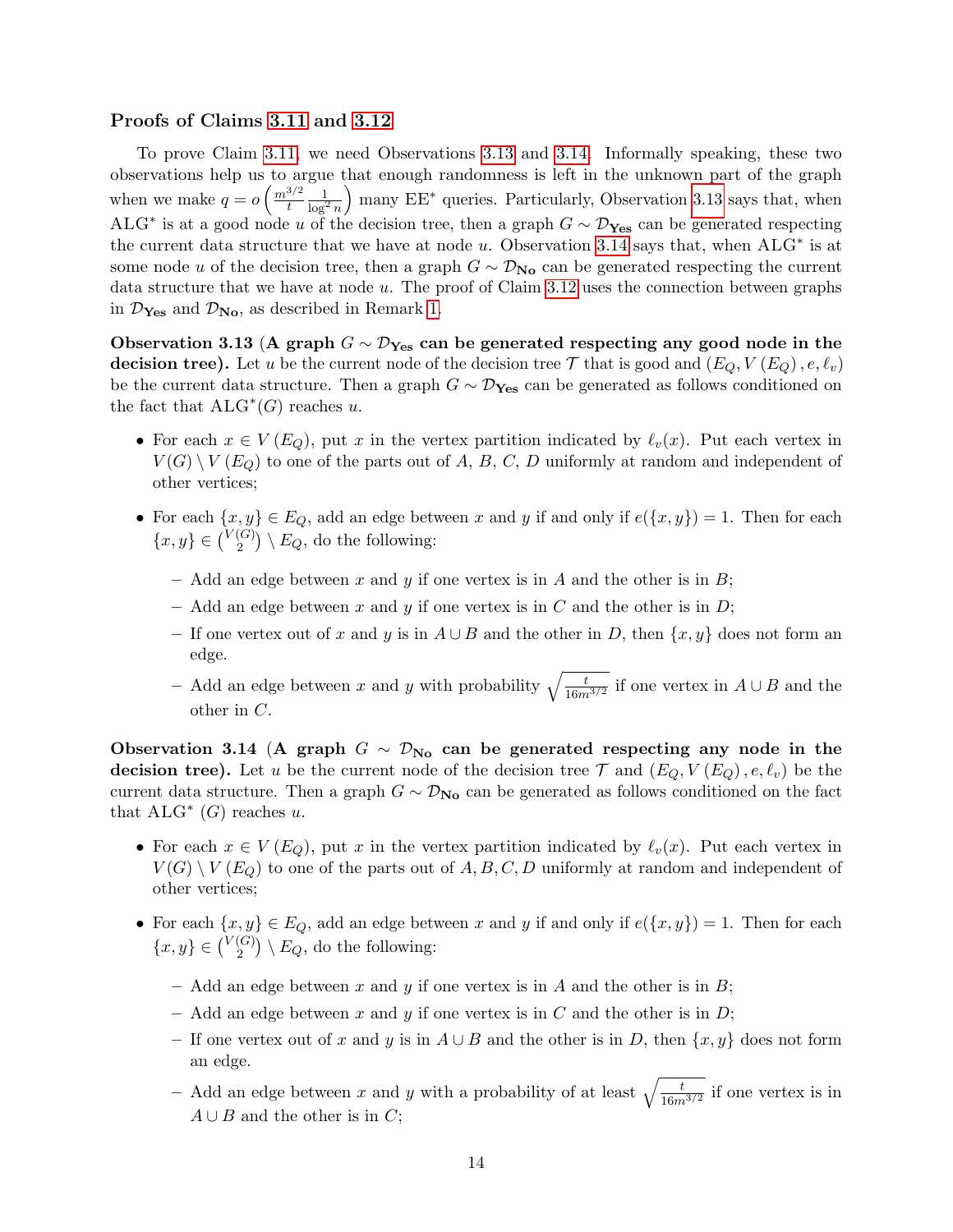### Proofs of Claims 3.11 and 3.12

To prove Claim 3.11, we need Observations 3.13 and 3.14. Informally speaking, these two observations help us to argue that enough randomness is left in the unknown part of the graph when we make $q = o\left(\frac{m^{3/2}}{t}\frac{1}{\log^2 n}\right)$ many EE$^*$ queries. Particularly, Observation 3.13 says that, when ALG$^*$ is at a good node $u$ of the decision tree, then a graph $G \sim \mathcal{D}_{\mathbf{Yes}}$ can be generated respecting the current data structure that we have at node $u$. Observation 3.14 says that, when ALG$^*$ is at some node $u$ of the decision tree, then a graph $G \sim \mathcal{D}_{\mathbf{No}}$ can be generated respecting the current data structure that we have at node $u$. The proof of Claim 3.12 uses the connection between graphs in $\mathcal{D}_{\mathbf{Yes}}$ and $\mathcal{D}_{\mathbf{No}}$, as described in Remark 1.

**Observation 3.13 (A graph $G \sim \mathcal{D}_{\mathbf{Yes}}$ can be generated respecting any good node in the decision tree).** Let $u$ be the current node of the decision tree $\mathcal{T}$ that is good and $(E_Q, V(E_Q), e, \ell_v)$ be the current data structure. Then a graph $G \sim \mathcal{D}_{\mathbf{Yes}}$ can be generated as follows conditioned on the fact that ALG$^*(G)$ reaches $u$.

- For each $x \in V(E_Q)$, put $x$ in the vertex partition indicated by $\ell_v(x)$. Put each vertex in $V(G) \setminus V(E_Q)$ to one of the parts out of $A$, $B$, $C$, $D$ uniformly at random and independent of other vertices;
- For each $\{x, y\} \in E_Q$, add an edge between $x$ and $y$ if and only if $e(\{x, y\}) = 1$. Then for each $\{x, y\} \in \binom{V(G)}{2} \setminus E_Q$, do the following:
  - Add an edge between $x$ and $y$ if one vertex is in $A$ and the other is in $B$;
  - Add an edge between $x$ and $y$ if one vertex is in $C$ and the other is in $D$;
  - If one vertex out of $x$ and $y$ is in $A \cup B$ and the other in $D$, then $\{x, y\}$ does not form an edge.
  - Add an edge between $x$ and $y$ with probability $\sqrt{\frac{t}{16m^{3/2}}}$ if one vertex in $A \cup B$ and the other in $C$.

**Observation 3.14 (A graph $G \sim \mathcal{D}_{\mathbf{No}}$ can be generated respecting any node in the decision tree).** Let $u$ be the current node of the decision tree $\mathcal{T}$ and $(E_Q, V(E_Q), e, \ell_v)$ be the current data structure. Then a graph $G \sim \mathcal{D}_{\mathbf{No}}$ can be generated as follows conditioned on the fact that ALG$^*(G)$ reaches $u$.

- For each $x \in V(E_Q)$, put $x$ in the vertex partition indicated by $\ell_v(x)$. Put each vertex in $V(G) \setminus V(E_Q)$ to one of the parts out of $A, B, C, D$ uniformly at random and independent of other vertices;
- For each $\{x, y\} \in E_Q$, add an edge between $x$ and $y$ if and only if $e(\{x, y\}) = 1$. Then for each $\{x, y\} \in \binom{V(G)}{2} \setminus E_Q$, do the following:
  - Add an edge between $x$ and $y$ if one vertex is in $A$ and the other is in $B$;
  - Add an edge between $x$ and $y$ if one vertex is in $C$ and the other is in $D$;
  - If one vertex out of $x$ and $y$ is in $A \cup B$ and the other is in $D$, then $\{x, y\}$ does not form an edge.
  - Add an edge between $x$ and $y$ with a probability of at least $\sqrt{\frac{t}{16m^{3/2}}}$ if one vertex is in $A \cup B$ and the other is in $C$;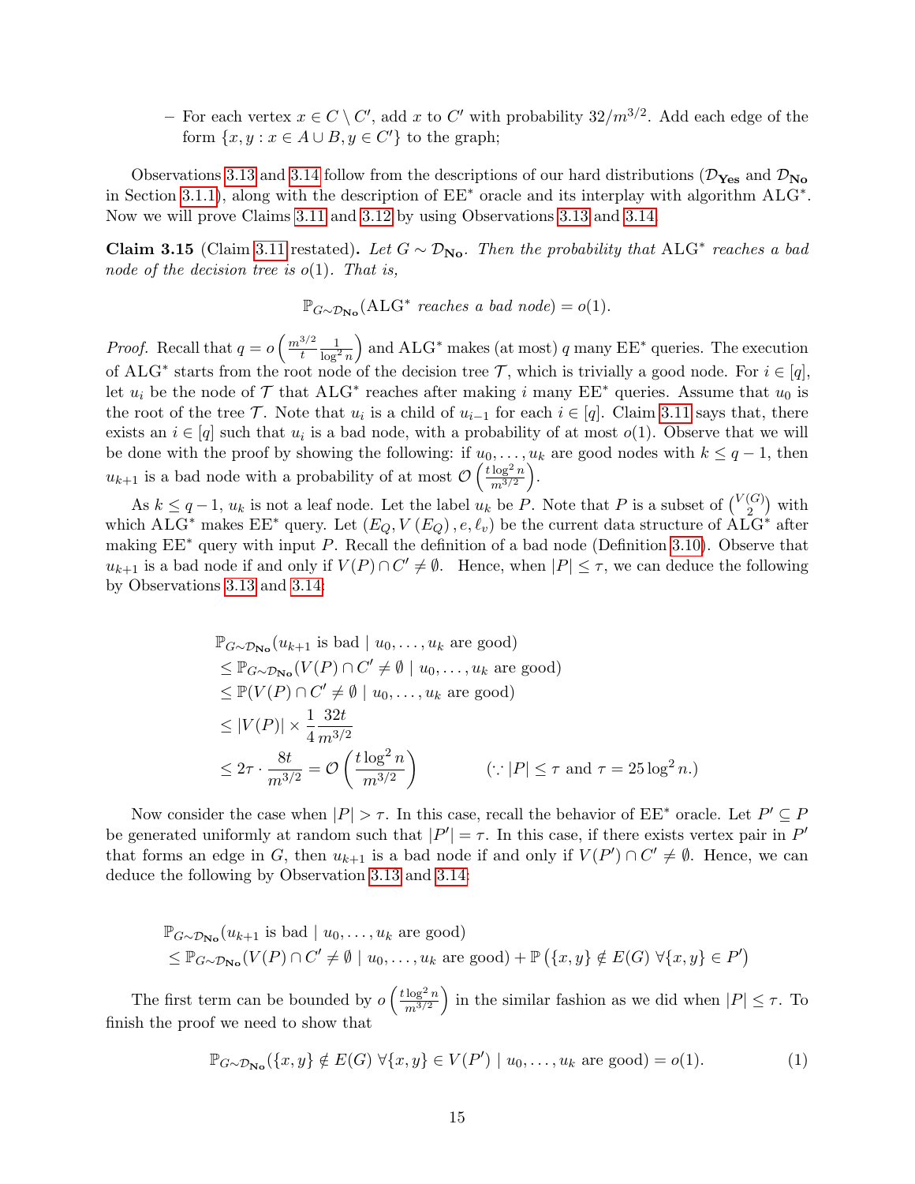– For each vertex $x \in C \setminus C'$, add $x$ to $C'$ with probability $32/m^{3/2}$. Add each edge of the form $\{x, y : x \in A \cup B, y \in C'\}$ to the graph;

Observations 3.13 and 3.14 follow from the descriptions of our hard distributions ($\mathcal{D}_{\mathbf{Yes}}$ and $\mathcal{D}_{\mathbf{No}}$ in Section 3.1.1), along with the description of EE$^*$ oracle and its interplay with algorithm ALG$^*$. Now we will prove Claims 3.11 and 3.12 by using Observations 3.13 and 3.14.

**Claim 3.15** (Claim 3.11 restated)**.** *Let $G \sim \mathcal{D}_{\mathbf{No}}$. Then the probability that* ALG$^*$ *reaches a bad node of the decision tree is $o(1)$. That is,*

$$\mathbb{P}_{G \sim \mathcal{D}_{\mathbf{No}}}(\text{ALG}^* \textit{ reaches a bad node}) = o(1).$$

*Proof.* Recall that $q = o\left(\frac{m^{3/2}}{t}\frac{1}{\log^2 n}\right)$ and ALG$^*$ makes (at most) $q$ many EE$^*$ queries. The execution of ALG$^*$ starts from the root node of the decision tree $\mathcal{T}$, which is trivially a good node. For $i \in [q]$, let $u_i$ be the node of $\mathcal{T}$ that ALG$^*$ reaches after making $i$ many EE$^*$ queries. Assume that $u_0$ is the root of the tree $\mathcal{T}$. Note that $u_i$ is a child of $u_{i-1}$ for each $i \in [q]$. Claim 3.11 says that, there exists an $i \in [q]$ such that $u_i$ is a bad node, with a probability of at most $o(1)$. Observe that we will be done with the proof by showing the following: if $u_0, \ldots, u_k$ are good nodes with $k \leq q-1$, then $u_{k+1}$ is a bad node with a probability of at most $\mathcal{O}\left(\frac{t\log^2 n}{m^{3/2}}\right)$.

As $k \leq q-1$, $u_k$ is not a leaf node. Let the label $u_k$ be $P$. Note that $P$ is a subset of $\binom{V(G)}{2}$ with which ALG$^*$ makes EE$^*$ query. Let $(E_Q, V(E_Q), e, \ell_v)$ be the current data structure of ALG$^*$ after making EE$^*$ query with input $P$. Recall the definition of a bad node (Definition 3.10). Observe that $u_{k+1}$ is a bad node if and only if $V(P) \cap C' \neq \emptyset$. Hence, when $|P| \leq \tau$, we can deduce the following by Observations 3.13 and 3.14:

$$\begin{aligned}
&\mathbb{P}_{G \sim \mathcal{D}_{\mathbf{No}}}(u_{k+1} \text{ is bad} \mid u_0, \ldots, u_k \text{ are good}) \\
&\leq \mathbb{P}_{G \sim \mathcal{D}_{\mathbf{No}}}(V(P) \cap C' \neq \emptyset \mid u_0, \ldots, u_k \text{ are good}) \\
&\leq \mathbb{P}(V(P) \cap C' \neq \emptyset \mid u_0, \ldots, u_k \text{ are good}) \\
&\leq |V(P)| \times \frac{1}{4}\frac{32t}{m^{3/2}} \\
&\leq 2\tau \cdot \frac{8t}{m^{3/2}} = \mathcal{O}\left(\frac{t\log^2 n}{m^{3/2}}\right) \qquad (\because |P| \leq \tau \text{ and } \tau = 25\log^2 n.)
\end{aligned}$$

Now consider the case when $|P| > \tau$. In this case, recall the behavior of EE$^*$ oracle. Let $P' \subseteq P$ be generated uniformly at random such that $|P'| = \tau$. In this case, if there exists vertex pair in $P'$ that forms an edge in $G$, then $u_{k+1}$ is a bad node if and only if $V(P') \cap C' \neq \emptyset$. Hence, we can deduce the following by Observation 3.13 and 3.14:

$$\begin{aligned}
&\mathbb{P}_{G \sim \mathcal{D}_{\mathbf{No}}}(u_{k+1} \text{ is bad} \mid u_0, \ldots, u_k \text{ are good}) \\
&\leq \mathbb{P}_{G \sim \mathcal{D}_{\mathbf{No}}}(V(P) \cap C' \neq \emptyset \mid u_0, \ldots, u_k \text{ are good}) + \mathbb{P}\left(\{x, y\} \notin E(G)\ \forall \{x, y\} \in P'\right)
\end{aligned}$$

The first term can be bounded by $o\left(\frac{t\log^2 n}{m^{3/2}}\right)$ in the similar fashion as we did when $|P| \leq \tau$. To finish the proof we need to show that

$$\mathbb{P}_{G \sim \mathcal{D}_{\mathbf{No}}}(\{x, y\} \notin E(G)\ \forall \{x, y\} \in V(P') \mid u_0, \ldots, u_k \text{ are good}) = o(1). \tag{1}$$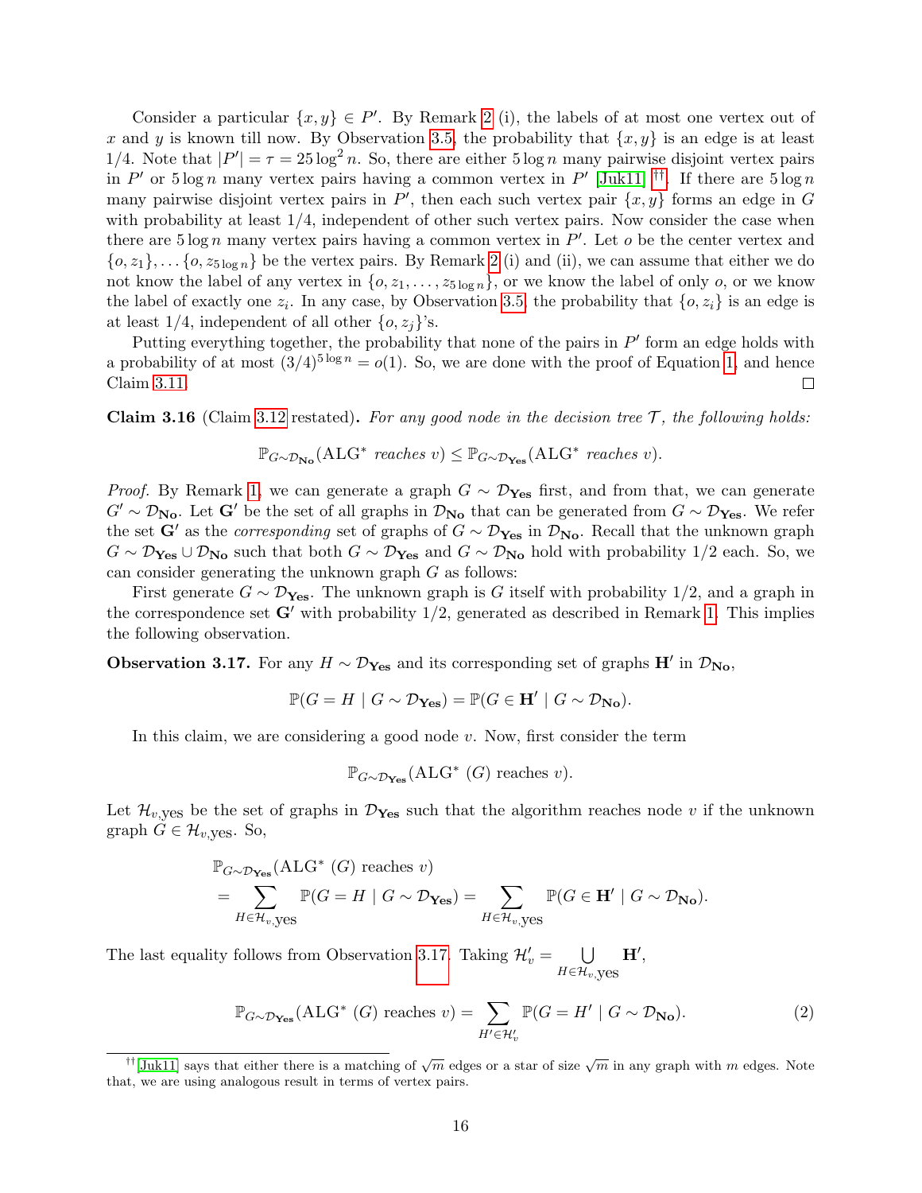Consider a particular $\{x, y\} \in P'$. By Remark 2 (i), the labels of at most one vertex out of $x$ and $y$ is known till now. By Observation 3.5, the probability that $\{x, y\}$ is an edge is at least $1/4$. Note that $|P'| = \tau = 25 \log^2 n$. So, there are either $5 \log n$ many pairwise disjoint vertex pairs in $P'$ or $5 \log n$ many vertex pairs having a common vertex in $P'$ [Juk11] [††]. If there are $5 \log n$ many pairwise disjoint vertex pairs in $P'$, then each such vertex pair $\{x, y\}$ forms an edge in $G$ with probability at least $1/4$, independent of other such vertex pairs. Now consider the case when there are $5 \log n$ many vertex pairs having a common vertex in $P'$. Let $o$ be the center vertex and $\{o, z_1\}, \ldots \{o, z_{5 \log n}\}$ be the vertex pairs. By Remark 2 (i) and (ii), we can assume that either we do not know the label of any vertex in $\{o, z_1, \ldots, z_{5 \log n}\}$, or we know the label of only $o$, or we know the label of exactly one $z_i$. In any case, by Observation 3.5, the probability that $\{o, z_i\}$ is an edge is at least $1/4$, independent of all other $\{o, z_j\}$'s.

Putting everything together, the probability that none of the pairs in $P'$ form an edge holds with a probability of at most $(3/4)^{5 \log n} = o(1)$. So, we are done with the proof of Equation 1, and hence Claim 3.11. □

**Claim 3.16** (Claim 3.12 restated)**.** *For any good node in the decision tree $\mathcal{T}$, the following holds:*

$$\mathbb{P}_{G \sim \mathcal{D}_{\mathbf{No}}}(\text{ALG}^* \text{ reaches } v) \leq \mathbb{P}_{G \sim \mathcal{D}_{\mathbf{Yes}}}(\text{ALG}^* \text{ reaches } v).$$

*Proof.* By Remark 1, we can generate a graph $G \sim \mathcal{D}_{\mathbf{Yes}}$ first, and from that, we can generate $G' \sim \mathcal{D}_{\mathbf{No}}$. Let $\mathbf{G}'$ be the set of all graphs in $\mathcal{D}_{\mathbf{No}}$ that can be generated from $G \sim \mathcal{D}_{\mathbf{Yes}}$. We refer the set $\mathbf{G}'$ as the *corresponding* set of graphs of $G \sim \mathcal{D}_{\mathbf{Yes}}$ in $\mathcal{D}_{\mathbf{No}}$. Recall that the unknown graph $G \sim \mathcal{D}_{\mathbf{Yes}} \cup \mathcal{D}_{\mathbf{No}}$ such that both $G \sim \mathcal{D}_{\mathbf{Yes}}$ and $G \sim \mathcal{D}_{\mathbf{No}}$ hold with probability $1/2$ each. So, we can consider generating the unknown graph $G$ as follows:

First generate $G \sim \mathcal{D}_{\mathbf{Yes}}$. The unknown graph is $G$ itself with probability $1/2$, and a graph in the correspondence set $\mathbf{G}'$ with probability $1/2$, generated as described in Remark 1. This implies the following observation.

**Observation 3.17.** For any $H \sim \mathcal{D}_{\mathbf{Yes}}$ and its corresponding set of graphs $\mathbf{H}'$ in $\mathcal{D}_{\mathbf{No}}$,

$$\mathbb{P}(G = H \mid G \sim \mathcal{D}_{\mathbf{Yes}}) = \mathbb{P}(G \in \mathbf{H}' \mid G \sim \mathcal{D}_{\mathbf{No}}).$$

In this claim, we are considering a good node $v$. Now, first consider the term

$$\mathbb{P}_{G \sim \mathcal{D}_{\mathbf{Yes}}}(\text{ALG}^* \ (G) \text{ reaches } v).$$

Let $\mathcal{H}_{v,\text{yes}}$ be the set of graphs in $\mathcal{D}_{\mathbf{Yes}}$ such that the algorithm reaches node $v$ if the unknown graph $G \in \mathcal{H}_{v,\text{yes}}$. So,

$$\begin{aligned}
&\mathbb{P}_{G \sim \mathcal{D}_{\mathbf{Yes}}}(\text{ALG}^* \ (G) \text{ reaches } v) \\
&= \sum_{H \in \mathcal{H}_{v,\text{yes}}} \mathbb{P}(G = H \mid G \sim \mathcal{D}_{\mathbf{Yes}}) = \sum_{H \in \mathcal{H}_{v,\text{yes}}} \mathbb{P}(G \in \mathbf{H}' \mid G \sim \mathcal{D}_{\mathbf{No}}).
\end{aligned}$$

The last equality follows from Observation 3.17. Taking $\mathcal{H}'_v = \bigcup_{H \in \mathcal{H}_{v,\text{yes}}} \mathbf{H}'$,

$$\mathbb{P}_{G \sim \mathcal{D}_{\mathbf{Yes}}}(\text{ALG}^* \ (G) \text{ reaches } v) = \sum_{H' \in \mathcal{H}'_v} \mathbb{P}(G = H' \mid G \sim \mathcal{D}_{\mathbf{No}}). \tag{2}$$

[††] [Juk11] says that either there is a matching of $\sqrt{m}$ edges or a star of size $\sqrt{m}$ in any graph with $m$ edges. Note that, we are using analogous result in terms of vertex pairs.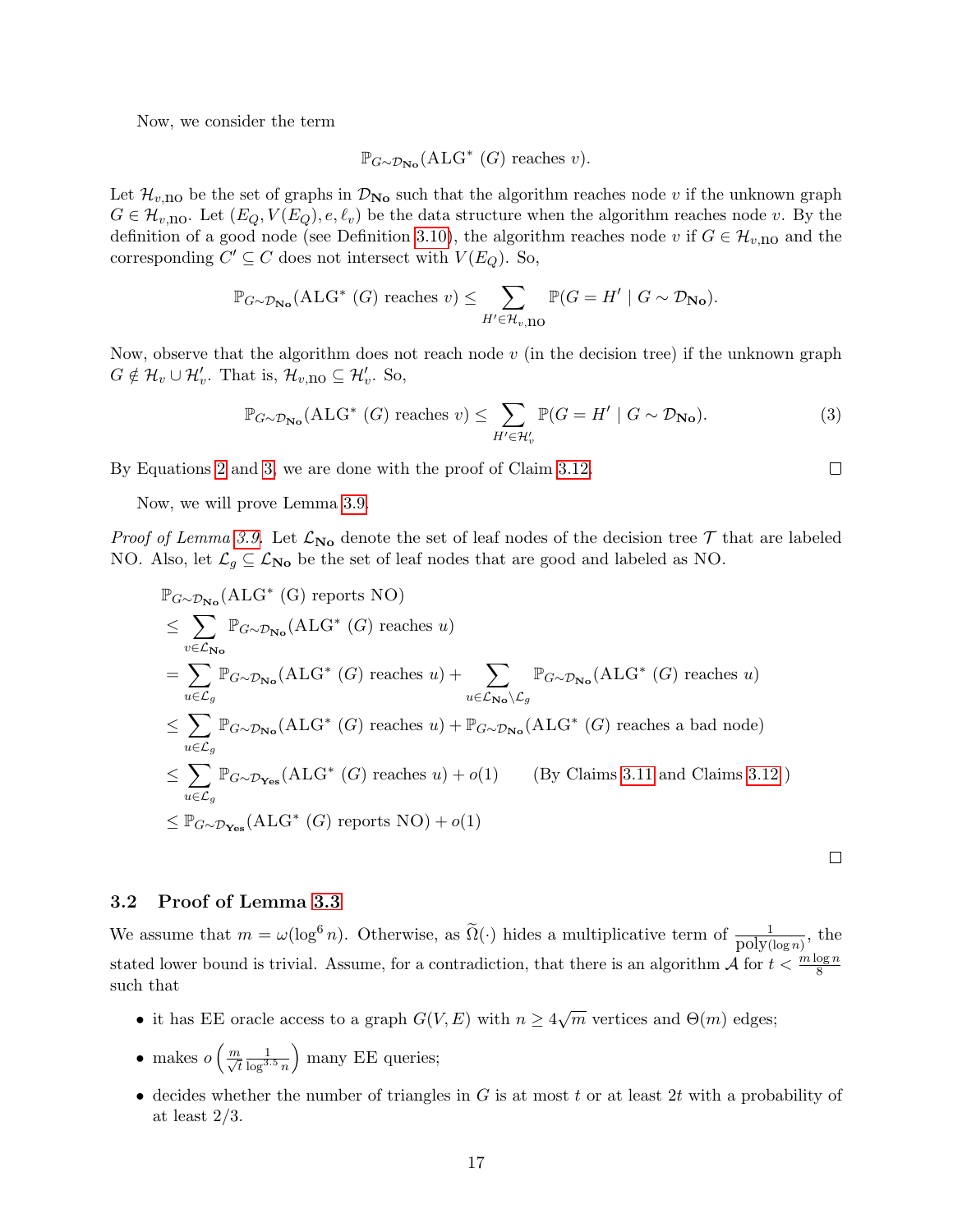Now, we consider the term

$$\mathbb{P}_{G\sim\mathcal{D}_{\mathbf{No}}}(\text{ALG}^*\ (G) \text{ reaches } v).$$

Let $\mathcal{H}_{v,\text{no}}$ be the set of graphs in $\mathcal{D}_{\mathbf{No}}$ such that the algorithm reaches node $v$ if the unknown graph $G \in \mathcal{H}_{v,\text{no}}$. Let $(E_Q, V(E_Q), e, \ell_v)$ be the data structure when the algorithm reaches node $v$. By the definition of a good node (see Definition 3.10), the algorithm reaches node $v$ if $G \in \mathcal{H}_{v,\text{no}}$ and the corresponding $C' \subseteq C$ does not intersect with $V(E_Q)$. So,

$$\mathbb{P}_{G\sim\mathcal{D}_{\mathbf{No}}}(\text{ALG}^*\ (G) \text{ reaches } v) \leq \sum_{H' \in \mathcal{H}_{v,\text{no}}} \mathbb{P}(G = H' \mid G \sim \mathcal{D}_{\mathbf{No}}).$$

Now, observe that the algorithm does not reach node $v$ (in the decision tree) if the unknown graph $G \notin \mathcal{H}_v \cup \mathcal{H}'_v$. That is, $\mathcal{H}_{v,\text{no}} \subseteq \mathcal{H}'_v$. So,

$$\mathbb{P}_{G\sim\mathcal{D}_{\mathbf{No}}}(\text{ALG}^*\ (G) \text{ reaches } v) \leq \sum_{H' \in \mathcal{H}'_v} \mathbb{P}(G = H' \mid G \sim \mathcal{D}_{\mathbf{No}}). \tag{3}$$

By Equations 2 and 3, we are done with the proof of Claim 3.12. $\square$

Now, we will prove Lemma 3.9.

*Proof of Lemma 3.9.* Let $\mathcal{L}_{\mathbf{No}}$ denote the set of leaf nodes of the decision tree $\mathcal{T}$ that are labeled NO. Also, let $\mathcal{L}_g \subseteq \mathcal{L}_{\mathbf{No}}$ be the set of leaf nodes that are good and labeled as NO.

$$\begin{aligned}
&\mathbb{P}_{G\sim\mathcal{D}_{\mathbf{No}}}(\text{ALG}^*\ (\text{G}) \text{ reports NO}) \\
&\leq \sum_{v \in \mathcal{L}_{\mathbf{No}}} \mathbb{P}_{G\sim\mathcal{D}_{\mathbf{No}}}(\text{ALG}^*\ (G) \text{ reaches } u) \\
&= \sum_{u \in \mathcal{L}_g} \mathbb{P}_{G\sim\mathcal{D}_{\mathbf{No}}}(\text{ALG}^*\ (G) \text{ reaches } u) + \sum_{u \in \mathcal{L}_{\mathbf{No}} \setminus \mathcal{L}_g} \mathbb{P}_{G\sim\mathcal{D}_{\mathbf{No}}}(\text{ALG}^*\ (G) \text{ reaches } u) \\
&\leq \sum_{u \in \mathcal{L}_g} \mathbb{P}_{G\sim\mathcal{D}_{\mathbf{No}}}(\text{ALG}^*\ (G) \text{ reaches } u) + \mathbb{P}_{G\sim\mathcal{D}_{\mathbf{No}}}(\text{ALG}^*\ (G) \text{ reaches a bad node}) \\
&\leq \sum_{u \in \mathcal{L}_g} \mathbb{P}_{G\sim\mathcal{D}_{\mathbf{Yes}}}(\text{ALG}^*\ (G) \text{ reaches } u) + o(1) \qquad \text{(By Claims 3.11 and Claims 3.12)} \\
&\leq \mathbb{P}_{G\sim\mathcal{D}_{\mathbf{Yes}}}(\text{ALG}^*\ (G) \text{ reports NO}) + o(1)
\end{aligned}$$

$\square$

### 3.2 Proof of Lemma 3.3

We assume that $m = \omega(\log^6 n)$. Otherwise, as $\widetilde{\Omega}(\cdot)$ hides a multiplicative term of $\frac{1}{\text{poly}(\log n)}$, the stated lower bound is trivial. Assume, for a contradiction, that there is an algorithm $\mathcal{A}$ for $t < \frac{m \log n}{8}$ such that

- it has EE oracle access to a graph $G(V, E)$ with $n \geq 4\sqrt{m}$ vertices and $\Theta(m)$ edges;
- makes $o\left(\frac{m}{\sqrt{t}} \frac{1}{\log^{3.5} n}\right)$ many EE queries;
- decides whether the number of triangles in $G$ is at most $t$ or at least $2t$ with a probability of at least $2/3$.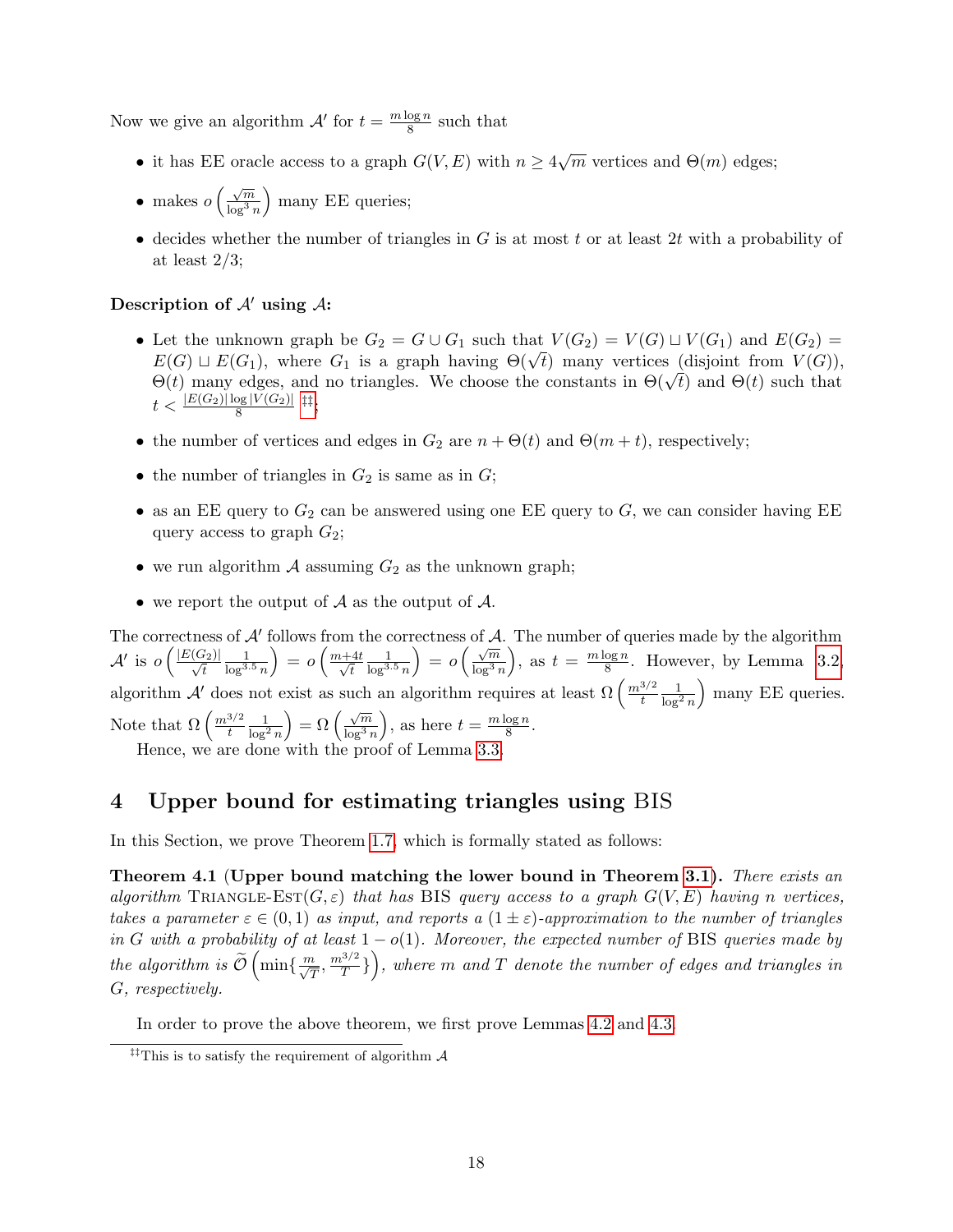Now we give an algorithm $\mathcal{A}'$ for $t = \frac{m \log n}{8}$ such that

- it has EE oracle access to a graph $G(V, E)$ with $n \geq 4\sqrt{m}$ vertices and $\Theta(m)$ edges;
- makes $o\left(\frac{\sqrt{m}}{\log^3 n}\right)$ many EE queries;
- decides whether the number of triangles in $G$ is at most $t$ or at least $2t$ with a probability of at least $2/3$;

**Description of $\mathcal{A}'$ using $\mathcal{A}$:**

- Let the unknown graph be $G_2 = G \cup G_1$ such that $V(G_2) = V(G) \sqcup V(G_1)$ and $E(G_2) = E(G) \sqcup E(G_1)$, where $G_1$ is a graph having $\Theta(\sqrt{t})$ many vertices (disjoint from $V(G)$), $\Theta(t)$ many edges, and no triangles. We choose the constants in $\Theta(\sqrt{t})$ and $\Theta(t)$ such that $t < \frac{|E(G_2)| \log |V(G_2)|}{8}$ [‡‡].
- the number of vertices and edges in $G_2$ are $n + \Theta(t)$ and $\Theta(m + t)$, respectively;
- the number of triangles in $G_2$ is same as in $G$;
- as an EE query to $G_2$ can be answered using one EE query to $G$, we can consider having EE query access to graph $G_2$;
- we run algorithm $\mathcal{A}$ assuming $G_2$ as the unknown graph;
- we report the output of $\mathcal{A}$ as the output of $\mathcal{A}$.

The correctness of $\mathcal{A}'$ follows from the correctness of $\mathcal{A}$. The number of queries made by the algorithm $\mathcal{A}'$ is $o\left(\frac{|E(G_2)|}{\sqrt{t}} \frac{1}{\log^{3.5} n}\right) = o\left(\frac{m+4t}{\sqrt{t}} \frac{1}{\log^{3.5} n}\right) = o\left(\frac{\sqrt{m}}{\log^3 n}\right)$, as $t = \frac{m \log n}{8}$. However, by Lemma 3.2, algorithm $\mathcal{A}'$ does not exist as such an algorithm requires at least $\Omega\left(\frac{m^{3/2}}{t} \frac{1}{\log^2 n}\right)$ many EE queries. Note that $\Omega\left(\frac{m^{3/2}}{t} \frac{1}{\log^2 n}\right) = \Omega\left(\frac{\sqrt{m}}{\log^3 n}\right)$, as here $t = \frac{m \log n}{8}$.

Hence, we are done with the proof of Lemma 3.3.

# 4 Upper bound for estimating triangles using BIS

In this Section, we prove Theorem 1.7, which is formally stated as follows:

**Theorem 4.1 (Upper bound matching the lower bound in Theorem 3.1).** *There exists an algorithm* Triangle-Est$(G, \varepsilon)$ *that has* BIS *query access to a graph $G(V, E)$ having $n$ vertices, takes a parameter $\varepsilon \in (0, 1)$ as input, and reports a $(1 \pm \varepsilon)$-approximation to the number of triangles in $G$ with a probability of at least $1 - o(1)$. Moreover, the expected number of* BIS *queries made by the algorithm is $\widetilde{\mathcal{O}}\left(\min\{\frac{m}{\sqrt{T}}, \frac{m^{3/2}}{T}\}\right)$, where $m$ and $T$ denote the number of edges and triangles in $G$, respectively.*

In order to prove the above theorem, we first prove Lemmas 4.2 and 4.3.

[‡‡] This is to satisfy the requirement of algorithm $\mathcal{A}$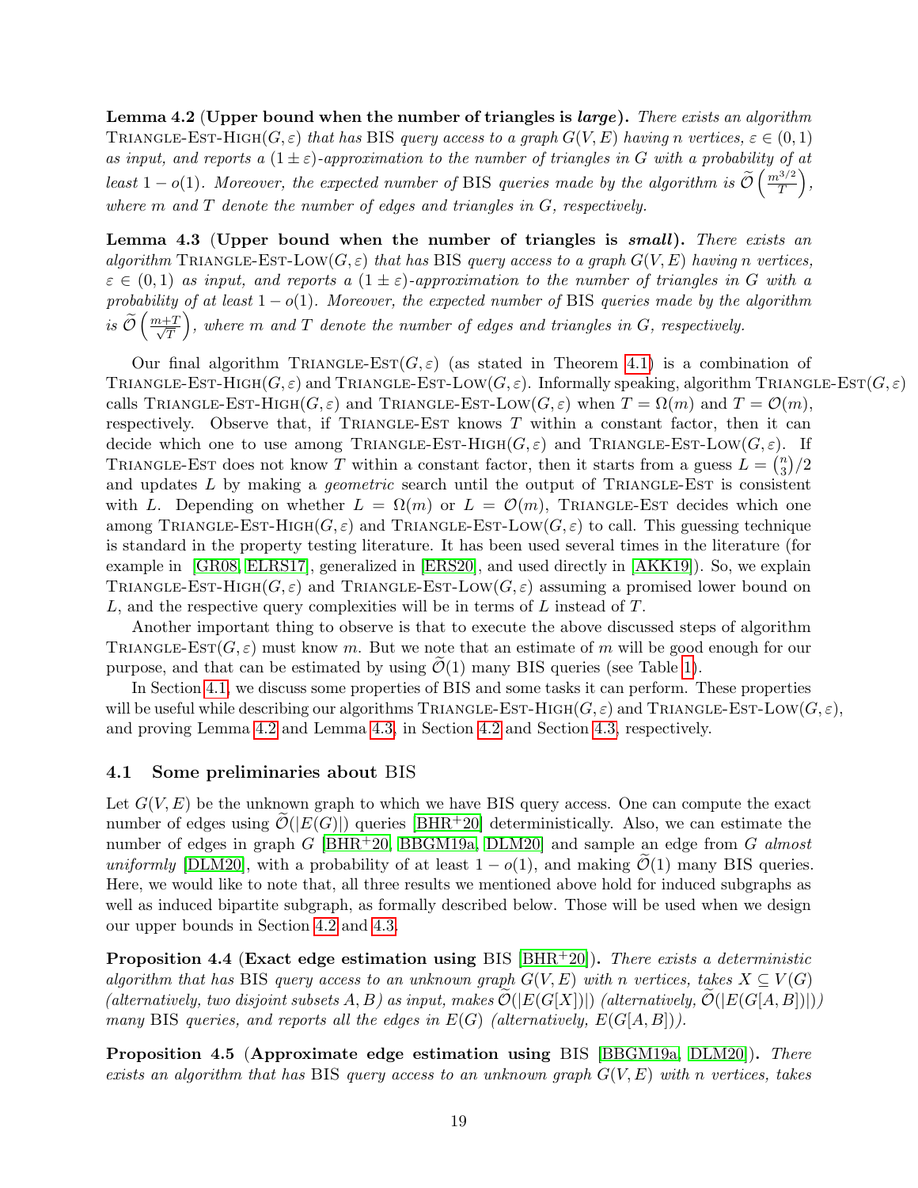**Lemma 4.2 (Upper bound when the number of triangles is *large*).** *There exists an algorithm* Triangle-Est-High$(G, \varepsilon)$ *that has* BIS *query access to a graph* $G(V,E)$ *having* $n$ *vertices,* $\varepsilon \in (0,1)$ *as input, and reports a* $(1 \pm \varepsilon)$*-approximation to the number of triangles in* $G$ *with a probability of at least* $1 - o(1)$*. Moreover, the expected number of* BIS *queries made by the algorithm is* $\widetilde{\mathcal{O}}\left(\frac{m^{3/2}}{T}\right)$*, where* $m$ *and* $T$ *denote the number of edges and triangles in* $G$*, respectively.*

**Lemma 4.3 (Upper bound when the number of triangles is *small*).** *There exists an algorithm* Triangle-Est-Low$(G, \varepsilon)$ *that has* BIS *query access to a graph* $G(V,E)$ *having* $n$ *vertices,* $\varepsilon \in (0,1)$ *as input, and reports a* $(1 \pm \varepsilon)$*-approximation to the number of triangles in* $G$ *with a probability of at least* $1 - o(1)$*. Moreover, the expected number of* BIS *queries made by the algorithm is* $\widetilde{\mathcal{O}}\left(\frac{m+T}{\sqrt{T}}\right)$*, where* $m$ *and* $T$ *denote the number of edges and triangles in* $G$*, respectively.*

Our final algorithm Triangle-Est$(G, \varepsilon)$ (as stated in Theorem 4.1) is a combination of Triangle-Est-High$(G, \varepsilon)$ and Triangle-Est-Low$(G, \varepsilon)$. Informally speaking, algorithm Triangle-Est$(G, \varepsilon)$ calls Triangle-Est-High$(G, \varepsilon)$ and Triangle-Est-Low$(G, \varepsilon)$ when $T = \Omega(m)$ and $T = \mathcal{O}(m)$, respectively. Observe that, if Triangle-Est knows $T$ within a constant factor, then it can decide which one to use among Triangle-Est-High$(G, \varepsilon)$ and Triangle-Est-Low$(G, \varepsilon)$. If Triangle-Est does not know $T$ within a constant factor, then it starts from a guess $L = \binom{n}{3}/2$ and updates $L$ by making a *geometric* search until the output of Triangle-Est is consistent with $L$. Depending on whether $L = \Omega(m)$ or $L = \mathcal{O}(m)$, Triangle-Est decides which one among Triangle-Est-High$(G, \varepsilon)$ and Triangle-Est-Low$(G, \varepsilon)$ to call. This guessing technique is standard in the property testing literature. It has been used several times in the literature (for example in [GR08, ELRS17], generalized in [ERS20], and used directly in [AKK19]). So, we explain Triangle-Est-High$(G, \varepsilon)$ and Triangle-Est-Low$(G, \varepsilon)$ assuming a promised lower bound on $L$, and the respective query complexities will be in terms of $L$ instead of $T$.

Another important thing to observe is that to execute the above discussed steps of algorithm Triangle-Est$(G, \varepsilon)$ must know $m$. But we note that an estimate of $m$ will be good enough for our purpose, and that can be estimated by using $\widetilde{\mathcal{O}}(1)$ many BIS queries (see Table 1).

In Section 4.1, we discuss some properties of BIS and some tasks it can perform. These properties will be useful while describing our algorithms Triangle-Est-High$(G, \varepsilon)$ and Triangle-Est-Low$(G, \varepsilon)$, and proving Lemma 4.2 and Lemma 4.3, in Section 4.2 and Section 4.3, respectively.

### 4.1 Some preliminaries about BIS

Let $G(V,E)$ be the unknown graph to which we have BIS query access. One can compute the exact number of edges using $\widetilde{\mathcal{O}}(|E(G)|)$ queries [BHR+20] deterministically. Also, we can estimate the number of edges in graph $G$ [BHR+20, BBGM19a, DLM20] and sample an edge from $G$ *almost uniformly* [DLM20], with a probability of at least $1 - o(1)$, and making $\widetilde{\mathcal{O}}(1)$ many BIS queries. Here, we would like to note that, all three results we mentioned above hold for induced subgraphs as well as induced bipartite subgraph, as formally described below. Those will be used when we design our upper bounds in Section 4.2 and 4.3.

**Proposition 4.4 (Exact edge estimation using BIS [BHR+20]).** *There exists a deterministic algorithm that has* BIS *query access to an unknown graph* $G(V,E)$ *with* $n$ *vertices, takes* $X \subseteq V(G)$ *(alternatively, two disjoint subsets* $A, B$*) as input, makes* $\widetilde{\mathcal{O}}(|E(G[X])|)$ *(alternatively,* $\widetilde{\mathcal{O}}(|E(G[A,B])|)$*) many* BIS *queries, and reports all the edges in* $E(G)$ *(alternatively,* $E(G[A,B])$*).*

**Proposition 4.5 (Approximate edge estimation using BIS [BBGM19a, DLM20]).** *There exists an algorithm that has* BIS *query access to an unknown graph* $G(V,E)$ *with* $n$ *vertices, takes*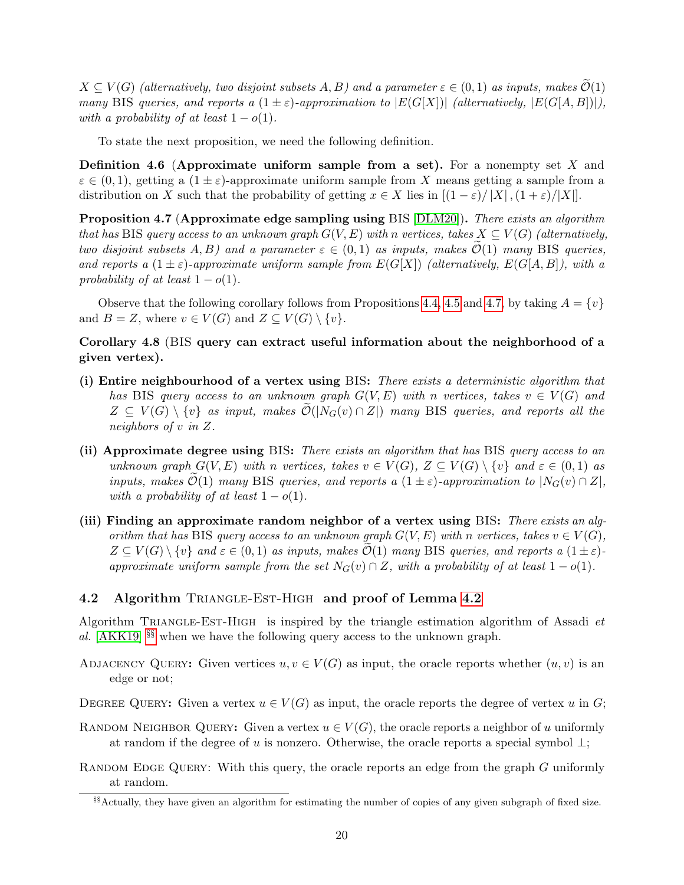$X \subseteq V(G)$ *(alternatively, two disjoint subsets* $A, B$*) and a parameter* $\varepsilon \in (0,1)$ *as inputs, makes* $\widetilde{\mathcal{O}}(1)$ *many* BIS *queries, and reports a* $(1 \pm \varepsilon)$*-approximation to* $|E(G[X])|$ *(alternatively,* $|E(G[A,B])|$*), with a probability of at least* $1 - o(1)$*.*

To state the next proposition, we need the following definition.

**Definition 4.6 (Approximate uniform sample from a set).** For a nonempty set $X$ and $\varepsilon \in (0,1)$, getting a $(1 \pm \varepsilon)$-approximate uniform sample from $X$ means getting a sample from a distribution on $X$ such that the probability of getting $x \in X$ lies in $[(1-\varepsilon)/|X|, (1+\varepsilon)/|X|]$.

**Proposition 4.7 (Approximate edge sampling using** BIS **[DLM20]).** *There exists an algorithm that has* BIS *query access to an unknown graph* $G(V,E)$ *with* $n$ *vertices, takes* $X \subseteq V(G)$ *(alternatively, two disjoint subsets* $A, B$*) and a parameter* $\varepsilon \in (0,1)$ *as inputs, makes* $\widetilde{\mathcal{O}}(1)$ *many* BIS *queries, and reports a* $(1 \pm \varepsilon)$*-approximate uniform sample from* $E(G[X])$ *(alternatively,* $E(G[A,B])$*), with a probability of at least* $1 - o(1)$*.*

Observe that the following corollary follows from Propositions 4.4, 4.5 and 4.7, by taking $A = \{v\}$ and $B = Z$, where $v \in V(G)$ and $Z \subseteq V(G) \setminus \{v\}$.

**Corollary 4.8 (**BIS **query can extract useful information about the neighborhood of a given vertex).**

**(i) Entire neighbourhood of a vertex using** BIS**:** *There exists a deterministic algorithm that has* BIS *query access to an unknown graph* $G(V,E)$ *with* $n$ *vertices, takes* $v \in V(G)$ *and* $Z \subseteq V(G) \setminus \{v\}$ *as input, makes* $\widetilde{\mathcal{O}}(|N_G(v) \cap Z|)$ *many* BIS *queries, and reports all the neighbors of* $v$ *in* $Z$*.*

**(ii) Approximate degree using** BIS**:** *There exists an algorithm that has* BIS *query access to an unknown graph* $G(V,E)$ *with* $n$ *vertices, takes* $v \in V(G)$*,* $Z \subseteq V(G) \setminus \{v\}$ *and* $\varepsilon \in (0,1)$ *as inputs, makes* $\widetilde{\mathcal{O}}(1)$ *many* BIS *queries, and reports a* $(1 \pm \varepsilon)$*-approximation to* $|N_G(v) \cap Z|$*, with a probability of at least* $1 - o(1)$*.*

**(iii) Finding an approximate random neighbor of a vertex using** BIS**:** *There exists an algorithm that has* BIS *query access to an unknown graph* $G(V,E)$ *with* $n$ *vertices, takes* $v \in V(G)$*,* $Z \subseteq V(G) \setminus \{v\}$ *and* $\varepsilon \in (0,1)$ *as inputs, makes* $\widetilde{\mathcal{O}}(1)$ *many* BIS *queries, and reports a* $(1 \pm \varepsilon)$*-approximate uniform sample from the set* $N_G(v) \cap Z$*, with a probability of at least* $1 - o(1)$*.*

## 4.2 Algorithm Triangle-Est-High and proof of Lemma 4.2

Algorithm Triangle-Est-High is inspired by the triangle estimation algorithm of Assadi *et al.* [AKK19] [§§] when we have the following query access to the unknown graph.

Adjacency Query**:** Given vertices $u, v \in V(G)$ as input, the oracle reports whether $(u,v)$ is an edge or not;

Degree Query**:** Given a vertex $u \in V(G)$ as input, the oracle reports the degree of vertex $u$ in $G$;

Random Neighbor Query**:** Given a vertex $u \in V(G)$, the oracle reports a neighbor of $u$ uniformly at random if the degree of $u$ is nonzero. Otherwise, the oracle reports a special symbol $\perp$;

Random Edge Query: With this query, the oracle reports an edge from the graph $G$ uniformly at random.

[§§] Actually, they have given an algorithm for estimating the number of copies of any given subgraph of fixed size.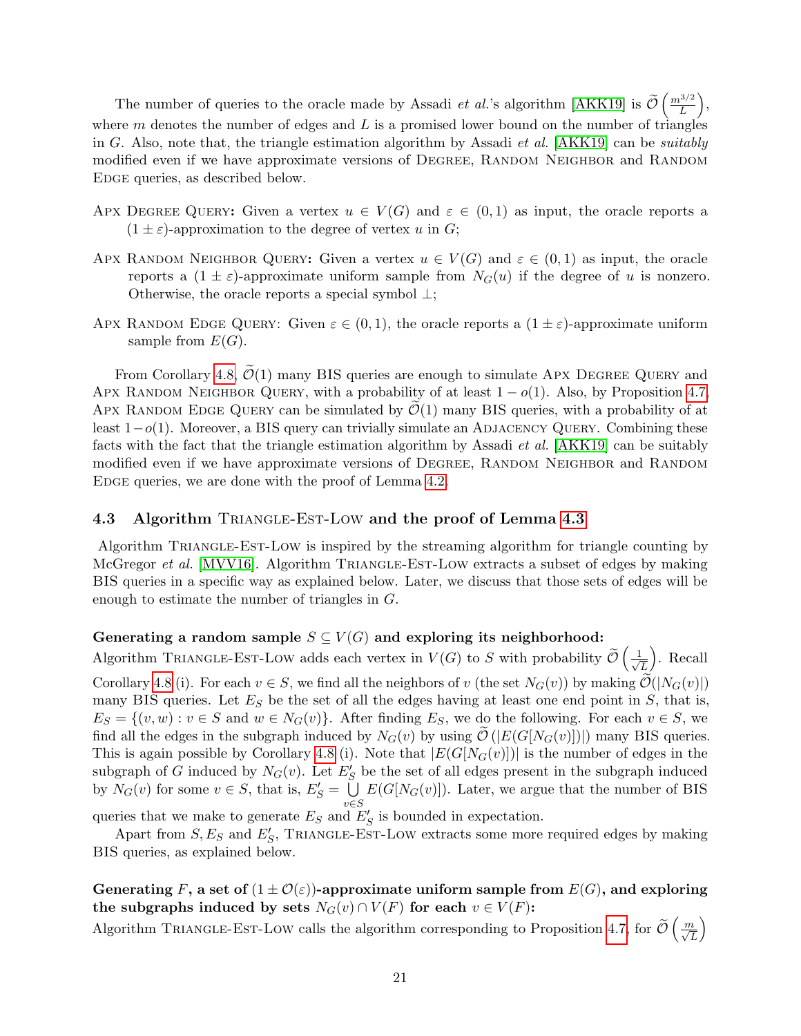The number of queries to the oracle made by Assadi *et al.*'s algorithm [AKK19] is $\widetilde{\mathcal{O}}\left(\frac{m^{3/2}}{L}\right)$, where $m$ denotes the number of edges and $L$ is a promised lower bound on the number of triangles in $G$. Also, note that, the triangle estimation algorithm by Assadi *et al.* [AKK19] can be *suitably* modified even if we have approximate versions of DEGREE, RANDOM NEIGHBOR and RANDOM EDGE queries, as described below.

- APX DEGREE QUERY**:** Given a vertex $u \in V(G)$ and $\varepsilon \in (0, 1)$ as input, the oracle reports a $(1 \pm \varepsilon)$-approximation to the degree of vertex $u$ in $G$;
- APX RANDOM NEIGHBOR QUERY**:** Given a vertex $u \in V(G)$ and $\varepsilon \in (0, 1)$ as input, the oracle reports a $(1 \pm \varepsilon)$-approximate uniform sample from $N_G(u)$ if the degree of $u$ is nonzero. Otherwise, the oracle reports a special symbol $\perp$;
- APX RANDOM EDGE QUERY: Given $\varepsilon \in (0, 1)$, the oracle reports a $(1 \pm \varepsilon)$-approximate uniform sample from $E(G)$.

From Corollary 4.8, $\widetilde{\mathcal{O}}(1)$ many BIS queries are enough to simulate APX DEGREE QUERY and APX RANDOM NEIGHBOR QUERY, with a probability of at least $1 - o(1)$. Also, by Proposition 4.7, APX RANDOM EDGE QUERY can be simulated by $\widetilde{\mathcal{O}}(1)$ many BIS queries, with a probability of at least $1 - o(1)$. Moreover, a BIS query can trivially simulate an ADJACENCY QUERY. Combining these facts with the fact that the triangle estimation algorithm by Assadi *et al.* [AKK19] can be suitably modified even if we have approximate versions of DEGREE, RANDOM NEIGHBOR and RANDOM EDGE queries, we are done with the proof of Lemma 4.2.

### 4.3 Algorithm TRIANGLE-EST-LOW and the proof of Lemma 4.3

Algorithm TRIANGLE-EST-LOW is inspired by the streaming algorithm for triangle counting by McGregor *et al.* [MVV16]. Algorithm TRIANGLE-EST-LOW extracts a subset of edges by making BIS queries in a specific way as explained below. Later, we discuss that those sets of edges will be enough to estimate the number of triangles in $G$.

**Generating a random sample $S \subseteq V(G)$ and exploring its neighborhood:**
Algorithm TRIANGLE-EST-LOW adds each vertex in $V(G)$ to $S$ with probability $\widetilde{\mathcal{O}}\left(\frac{1}{\sqrt{L}}\right)$. Recall Corollary 4.8 (i). For each $v \in S$, we find all the neighbors of $v$ (the set $N_G(v)$) by making $\widetilde{\mathcal{O}}(|N_G(v)|)$ many BIS queries. Let $E_S$ be the set of all the edges having at least one end point in $S$, that is, $E_S = \{(v, w) : v \in S \text{ and } w \in N_G(v)\}$. After finding $E_S$, we do the following. For each $v \in S$, we find all the edges in the subgraph induced by $N_G(v)$ by using $\widetilde{\mathcal{O}}\left(|E(G[N_G(v)])|\right)$ many BIS queries. This is again possible by Corollary 4.8 (i). Note that $|E(G[N_G(v)])|$ is the number of edges in the subgraph of $G$ induced by $N_G(v)$. Let $E'_S$ be the set of all edges present in the subgraph induced by $N_G(v)$ for some $v \in S$, that is, $E'_S = \bigcup\limits_{v \in S} E(G[N_G(v)])$. Later, we argue that the number of BIS queries that we make to generate $E_S$ and $E'_S$ is bounded in expectation.

Apart from $S, E_S$ and $E'_S$, TRIANGLE-EST-LOW extracts some more required edges by making BIS queries, as explained below.

**Generating $F$, a set of $(1 \pm \mathcal{O}(\varepsilon))$-approximate uniform sample from $E(G)$, and exploring the subgraphs induced by sets $N_G(v) \cap V(F)$ for each $v \in V(F)$:**
Algorithm TRIANGLE-EST-LOW calls the algorithm corresponding to Proposition 4.7, for $\widetilde{\mathcal{O}}\left(\frac{m}{\sqrt{L}}\right)$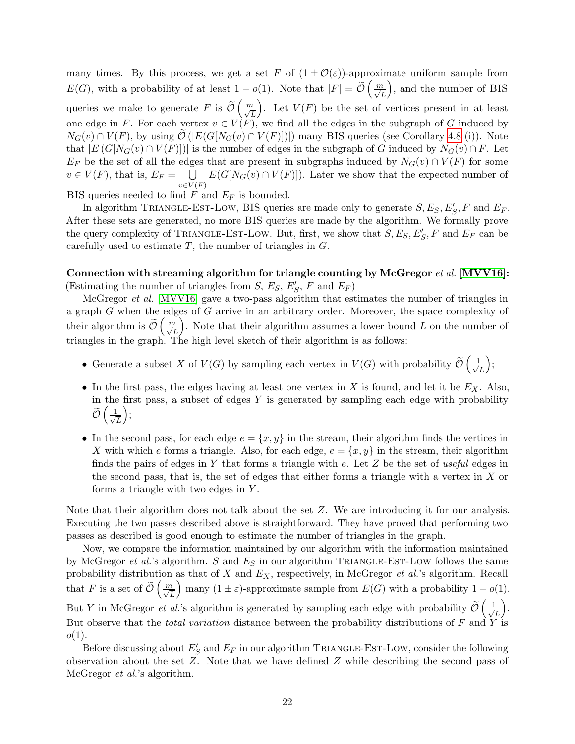many times. By this process, we get a set $F$ of $(1 \pm \mathcal{O}(\varepsilon))$-approximate uniform sample from $E(G)$, with a probability of at least $1 - o(1)$. Note that $|F| = \widetilde{\mathcal{O}}\left(\frac{m}{\sqrt{L}}\right)$, and the number of BIS queries we make to generate $F$ is $\widetilde{\mathcal{O}}\left(\frac{m}{\sqrt{L}}\right)$. Let $V(F)$ be the set of vertices present in at least one edge in $F$. For each vertex $v \in V(F)$, we find all the edges in the subgraph of $G$ induced by $N_G(v) \cap V(F)$, by using $\widetilde{\mathcal{O}}\left(|E(G[N_G(v) \cap V(F)])|\right)$ many BIS queries (see Corollary 4.8 (i)). Note that $|E\left(G[N_G(v) \cap V(F)]\right)|$ is the number of edges in the subgraph of $G$ induced by $N_G(v) \cap F$. Let $E_F$ be the set of all the edges that are present in subgraphs induced by $N_G(v) \cap V(F)$ for some $v \in V(F)$, that is, $E_F = \bigcup\limits_{v \in V(F)} E(G[N_G(v) \cap V(F)])$. Later we show that the expected number of BIS queries needed to find $F$ and $E_F$ is bounded.

In algorithm Triangle-Est-Low, BIS queries are made only to generate $S, E_S, E'_S, F$ and $E_F$. After these sets are generated, no more BIS queries are made by the algorithm. We formally prove the query complexity of Triangle-Est-Low. But, first, we show that $S, E_S, E'_S, F$ and $E_F$ can be carefully used to estimate $T$, the number of triangles in $G$.

**Connection with streaming algorithm for triangle counting by McGregor** ***et al.*** **[MVV16]:** (Estimating the number of triangles from $S$, $E_S$, $E'_S$, $F$ and $E_F$)

McGregor *et al.* [MVV16] gave a two-pass algorithm that estimates the number of triangles in a graph $G$ when the edges of $G$ arrive in an arbitrary order. Moreover, the space complexity of their algorithm is $\widetilde{\mathcal{O}}\left(\frac{m}{\sqrt{L}}\right)$. Note that their algorithm assumes a lower bound $L$ on the number of triangles in the graph. The high level sketch of their algorithm is as follows:

- Generate a subset $X$ of $V(G)$ by sampling each vertex in $V(G)$ with probability $\widetilde{\mathcal{O}}\left(\frac{1}{\sqrt{L}}\right)$;
- In the first pass, the edges having at least one vertex in $X$ is found, and let it be $E_X$. Also, in the first pass, a subset of edges $Y$ is generated by sampling each edge with probability $\widetilde{\mathcal{O}}\left(\frac{1}{\sqrt{L}}\right)$;
- In the second pass, for each edge $e = \{x, y\}$ in the stream, their algorithm finds the vertices in $X$ with which $e$ forms a triangle. Also, for each edge, $e = \{x, y\}$ in the stream, their algorithm finds the pairs of edges in $Y$ that forms a triangle with $e$. Let $Z$ be the set of *useful* edges in the second pass, that is, the set of edges that either forms a triangle with a vertex in $X$ or forms a triangle with two edges in $Y$.

Note that their algorithm does not talk about the set $Z$. We are introducing it for our analysis. Executing the two passes described above is straightforward. They have proved that performing two passes as described is good enough to estimate the number of triangles in the graph.

Now, we compare the information maintained by our algorithm with the information maintained by McGregor *et al.*'s algorithm. $S$ and $E_S$ in our algorithm Triangle-Est-Low follows the same probability distribution as that of $X$ and $E_X$, respectively, in McGregor *et al.*'s algorithm. Recall that $F$ is a set of $\widetilde{\mathcal{O}}\left(\frac{m}{\sqrt{L}}\right)$ many $(1 \pm \varepsilon)$-approximate sample from $E(G)$ with a probability $1 - o(1)$. But $Y$ in McGregor *et al.*'s algorithm is generated by sampling each edge with probability $\widetilde{\mathcal{O}}\left(\frac{1}{\sqrt{L}}\right)$. But observe that the *total variation* distance between the probability distributions of $F$ and $Y$ is $o(1)$.

Before discussing about $E'_S$ and $E_F$ in our algorithm Triangle-Est-Low, consider the following observation about the set $Z$. Note that we have defined $Z$ while describing the second pass of McGregor *et al.*'s algorithm.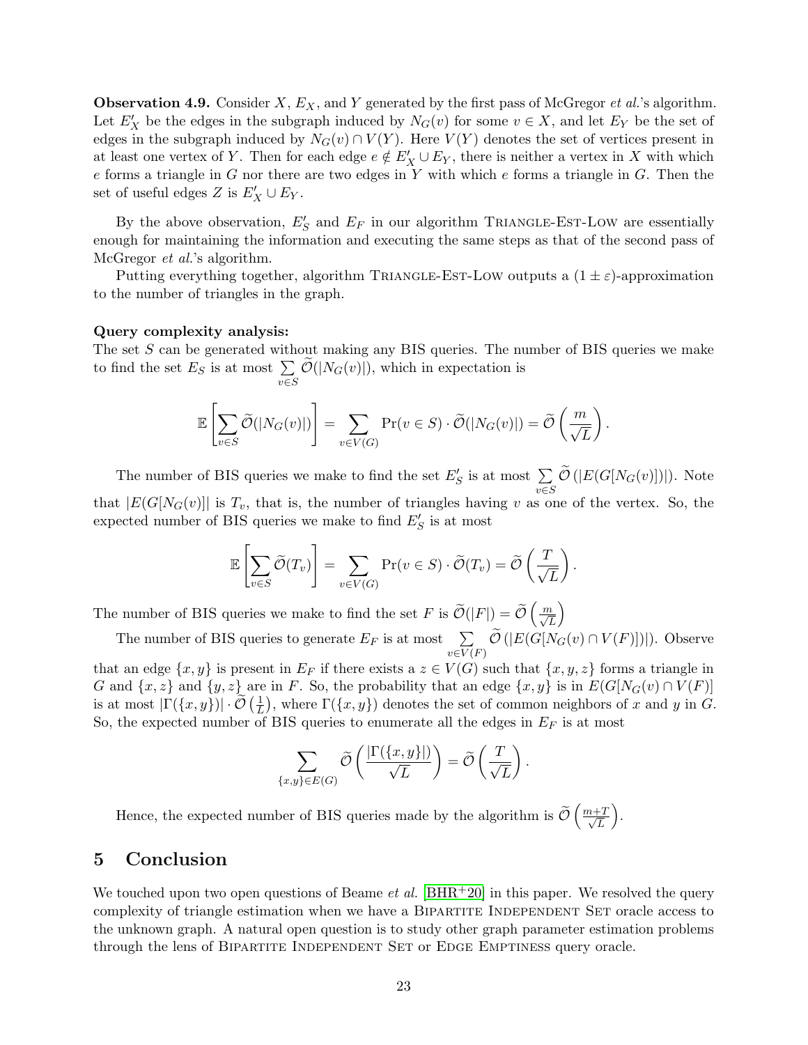**Observation 4.9.** Consider $X$, $E_X$, and $Y$ generated by the first pass of McGregor *et al.*'s algorithm. Let $E'_X$ be the edges in the subgraph induced by $N_G(v)$ for some $v \in X$, and let $E_Y$ be the set of edges in the subgraph induced by $N_G(v) \cap V(Y)$. Here $V(Y)$ denotes the set of vertices present in at least one vertex of $Y$. Then for each edge $e \notin E'_X \cup E_Y$, there is neither a vertex in $X$ with which $e$ forms a triangle in $G$ nor there are two edges in $Y$ with which $e$ forms a triangle in $G$. Then the set of useful edges $Z$ is $E'_X \cup E_Y$.

By the above observation, $E'_S$ and $E_F$ in our algorithm Triangle-Est-Low are essentially enough for maintaining the information and executing the same steps as that of the second pass of McGregor *et al.*'s algorithm.

Putting everything together, algorithm Triangle-Est-Low outputs a $(1 \pm \varepsilon)$-approximation to the number of triangles in the graph.

**Query complexity analysis:**
The set $S$ can be generated without making any BIS queries. The number of BIS queries we make to find the set $E_S$ is at most $\sum_{v \in S} \widetilde{\mathcal{O}}(|N_G(v)|)$, which in expectation is

$$\mathbb{E}\left[\sum_{v \in S} \widetilde{\mathcal{O}}(|N_G(v)|)\right] = \sum_{v \in V(G)} \Pr(v \in S) \cdot \widetilde{\mathcal{O}}(|N_G(v)|) = \widetilde{\mathcal{O}}\left(\frac{m}{\sqrt{L}}\right).$$

The number of BIS queries we make to find the set $E'_S$ is at most $\sum_{v \in S} \widetilde{\mathcal{O}}\left(|E(G[N_G(v)])|\right)$. Note that $|E(G[N_G(v)]|$ is $T_v$, that is, the number of triangles having $v$ as one of the vertex. So, the expected number of BIS queries we make to find $E'_S$ is at most

$$\mathbb{E}\left[\sum_{v \in S} \widetilde{\mathcal{O}}(T_v)\right] = \sum_{v \in V(G)} \Pr(v \in S) \cdot \widetilde{\mathcal{O}}(T_v) = \widetilde{\mathcal{O}}\left(\frac{T}{\sqrt{L}}\right).$$

The number of BIS queries we make to find the set $F$ is $\widetilde{\mathcal{O}}(|F|) = \widetilde{\mathcal{O}}\left(\frac{m}{\sqrt{L}}\right)$

The number of BIS queries to generate $E_F$ is at most $\sum_{v \in V(F)} \widetilde{\mathcal{O}}\left(|E(G[N_G(v) \cap V(F)])|\right)$. Observe that an edge $\{x, y\}$ is present in $E_F$ if there exists a $z \in V(G)$ such that $\{x, y, z\}$ forms a triangle in $G$ and $\{x, z\}$ and $\{y, z\}$ are in $F$. So, the probability that an edge $\{x, y\}$ is in $E(G[N_G(v) \cap V(F)]$ is at most $|\Gamma(\{x, y\})| \cdot \widetilde{\mathcal{O}}\left(\frac{1}{L}\right)$, where $\Gamma(\{x, y\})$ denotes the set of common neighbors of $x$ and $y$ in $G$. So, the expected number of BIS queries to enumerate all the edges in $E_F$ is at most

$$\sum_{\{x,y\} \in E(G)} \widetilde{\mathcal{O}}\left(\frac{|\Gamma(\{x, y\}|)}{\sqrt{L}}\right) = \widetilde{\mathcal{O}}\left(\frac{T}{\sqrt{L}}\right).$$

Hence, the expected number of BIS queries made by the algorithm is $\widetilde{\mathcal{O}}\left(\frac{m+T}{\sqrt{L}}\right)$.

## 5 Conclusion

We touched upon two open questions of Beame *et al.* [BHR+20] in this paper. We resolved the query complexity of triangle estimation when we have a Bipartite Independent Set oracle access to the unknown graph. A natural open question is to study other graph parameter estimation problems through the lens of Bipartite Independent Set or Edge Emptiness query oracle.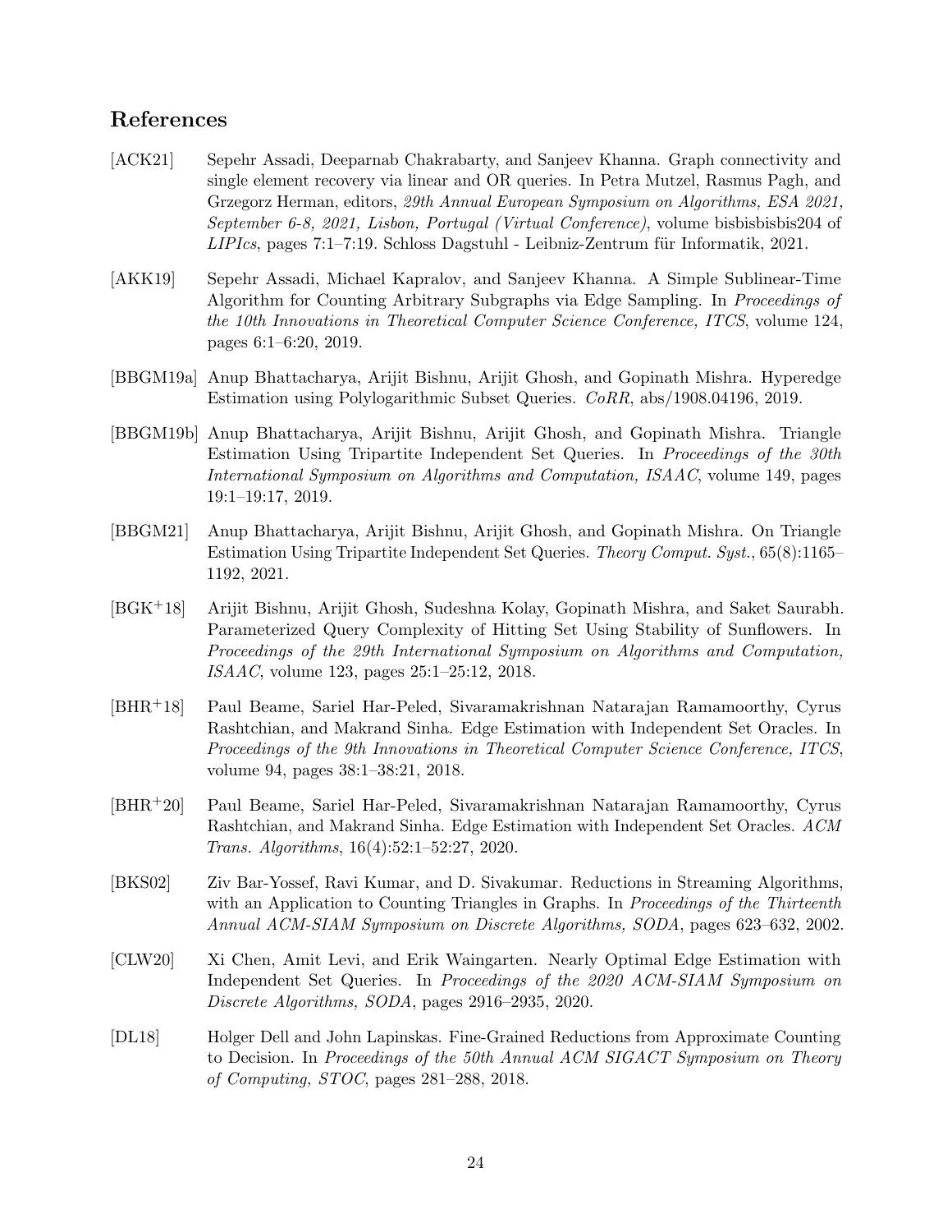## References

[ACK21] Sepehr Assadi, Deeparnab Chakrabarty, and Sanjeev Khanna. Graph connectivity and single element recovery via linear and OR queries. In Petra Mutzel, Rasmus Pagh, and Grzegorz Herman, editors, *29th Annual European Symposium on Algorithms, ESA 2021, September 6-8, 2021, Lisbon, Portugal (Virtual Conference)*, volume bisbisbisbis204 of *LIPIcs*, pages 7:1–7:19. Schloss Dagstuhl - Leibniz-Zentrum für Informatik, 2021.

[AKK19] Sepehr Assadi, Michael Kapralov, and Sanjeev Khanna. A Simple Sublinear-Time Algorithm for Counting Arbitrary Subgraphs via Edge Sampling. In *Proceedings of the 10th Innovations in Theoretical Computer Science Conference, ITCS*, volume 124, pages 6:1–6:20, 2019.

[BBGM19a] Anup Bhattacharya, Arijit Bishnu, Arijit Ghosh, and Gopinath Mishra. Hyperedge Estimation using Polylogarithmic Subset Queries. *CoRR*, abs/1908.04196, 2019.

[BBGM19b] Anup Bhattacharya, Arijit Bishnu, Arijit Ghosh, and Gopinath Mishra. Triangle Estimation Using Tripartite Independent Set Queries. In *Proceedings of the 30th International Symposium on Algorithms and Computation, ISAAC*, volume 149, pages 19:1–19:17, 2019.

[BBGM21] Anup Bhattacharya, Arijit Bishnu, Arijit Ghosh, and Gopinath Mishra. On Triangle Estimation Using Tripartite Independent Set Queries. *Theory Comput. Syst.*, 65(8):1165–1192, 2021.

[BGK+18] Arijit Bishnu, Arijit Ghosh, Sudeshna Kolay, Gopinath Mishra, and Saket Saurabh. Parameterized Query Complexity of Hitting Set Using Stability of Sunflowers. In *Proceedings of the 29th International Symposium on Algorithms and Computation, ISAAC*, volume 123, pages 25:1–25:12, 2018.

[BHR+18] Paul Beame, Sariel Har-Peled, Sivaramakrishnan Natarajan Ramamoorthy, Cyrus Rashtchian, and Makrand Sinha. Edge Estimation with Independent Set Oracles. In *Proceedings of the 9th Innovations in Theoretical Computer Science Conference, ITCS*, volume 94, pages 38:1–38:21, 2018.

[BHR+20] Paul Beame, Sariel Har-Peled, Sivaramakrishnan Natarajan Ramamoorthy, Cyrus Rashtchian, and Makrand Sinha. Edge Estimation with Independent Set Oracles. *ACM Trans. Algorithms*, 16(4):52:1–52:27, 2020.

[BKS02] Ziv Bar-Yossef, Ravi Kumar, and D. Sivakumar. Reductions in Streaming Algorithms, with an Application to Counting Triangles in Graphs. In *Proceedings of the Thirteenth Annual ACM-SIAM Symposium on Discrete Algorithms, SODA*, pages 623–632, 2002.

[CLW20] Xi Chen, Amit Levi, and Erik Waingarten. Nearly Optimal Edge Estimation with Independent Set Queries. In *Proceedings of the 2020 ACM-SIAM Symposium on Discrete Algorithms, SODA*, pages 2916–2935, 2020.

[DL18] Holger Dell and John Lapinskas. Fine-Grained Reductions from Approximate Counting to Decision. In *Proceedings of the 50th Annual ACM SIGACT Symposium on Theory of Computing, STOC*, pages 281–288, 2018.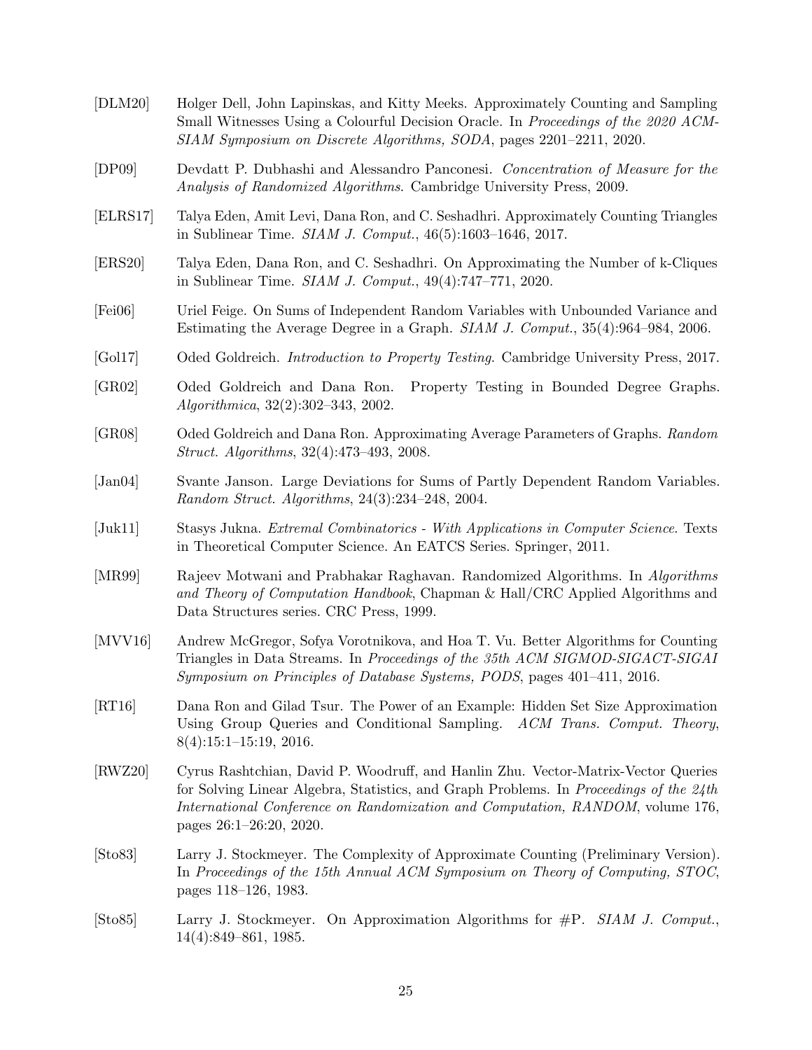[DLM20] Holger Dell, John Lapinskas, and Kitty Meeks. Approximately Counting and Sampling Small Witnesses Using a Colourful Decision Oracle. In *Proceedings of the 2020 ACM-SIAM Symposium on Discrete Algorithms, SODA*, pages 2201–2211, 2020.

[DP09] Devdatt P. Dubhashi and Alessandro Panconesi. *Concentration of Measure for the Analysis of Randomized Algorithms*. Cambridge University Press, 2009.

[ELRS17] Talya Eden, Amit Levi, Dana Ron, and C. Seshadhri. Approximately Counting Triangles in Sublinear Time. *SIAM J. Comput.*, 46(5):1603–1646, 2017.

[ERS20] Talya Eden, Dana Ron, and C. Seshadhri. On Approximating the Number of k-Cliques in Sublinear Time. *SIAM J. Comput.*, 49(4):747–771, 2020.

[Fei06] Uriel Feige. On Sums of Independent Random Variables with Unbounded Variance and Estimating the Average Degree in a Graph. *SIAM J. Comput.*, 35(4):964–984, 2006.

[Gol17] Oded Goldreich. *Introduction to Property Testing*. Cambridge University Press, 2017.

[GR02] Oded Goldreich and Dana Ron. Property Testing in Bounded Degree Graphs. *Algorithmica*, 32(2):302–343, 2002.

[GR08] Oded Goldreich and Dana Ron. Approximating Average Parameters of Graphs. *Random Struct. Algorithms*, 32(4):473–493, 2008.

[Jan04] Svante Janson. Large Deviations for Sums of Partly Dependent Random Variables. *Random Struct. Algorithms*, 24(3):234–248, 2004.

[Juk11] Stasys Jukna. *Extremal Combinatorics - With Applications in Computer Science*. Texts in Theoretical Computer Science. An EATCS Series. Springer, 2011.

[MR99] Rajeev Motwani and Prabhakar Raghavan. Randomized Algorithms. In *Algorithms and Theory of Computation Handbook*, Chapman & Hall/CRC Applied Algorithms and Data Structures series. CRC Press, 1999.

[MVV16] Andrew McGregor, Sofya Vorotnikova, and Hoa T. Vu. Better Algorithms for Counting Triangles in Data Streams. In *Proceedings of the 35th ACM SIGMOD-SIGACT-SIGAI Symposium on Principles of Database Systems, PODS*, pages 401–411, 2016.

[RT16] Dana Ron and Gilad Tsur. The Power of an Example: Hidden Set Size Approximation Using Group Queries and Conditional Sampling. *ACM Trans. Comput. Theory*, 8(4):15:1–15:19, 2016.

[RWZ20] Cyrus Rashtchian, David P. Woodruff, and Hanlin Zhu. Vector-Matrix-Vector Queries for Solving Linear Algebra, Statistics, and Graph Problems. In *Proceedings of the 24th International Conference on Randomization and Computation, RANDOM*, volume 176, pages 26:1–26:20, 2020.

[Sto83] Larry J. Stockmeyer. The Complexity of Approximate Counting (Preliminary Version). In *Proceedings of the 15th Annual ACM Symposium on Theory of Computing, STOC*, pages 118–126, 1983.

[Sto85] Larry J. Stockmeyer. On Approximation Algorithms for #P. *SIAM J. Comput.*, 14(4):849–861, 1985.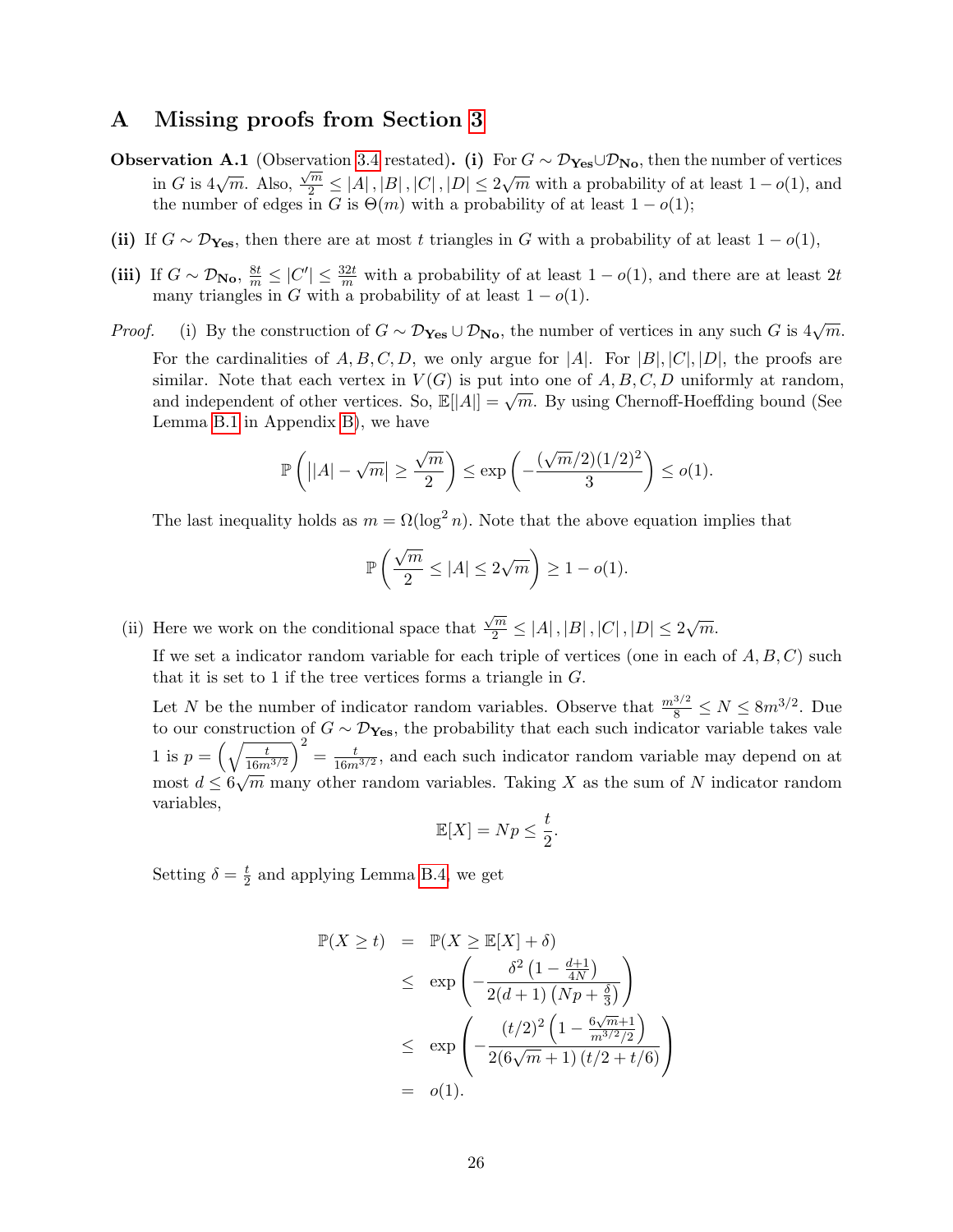# A Missing proofs from Section 3

**Observation A.1** (Observation 3.4 restated)**. (i)** For $G \sim \mathcal{D}_{\mathbf{Yes}} \cup \mathcal{D}_{\mathbf{No}}$, then the number of vertices in $G$ is $4\sqrt{m}$. Also, $\frac{\sqrt{m}}{2} \leq |A|, |B|, |C|, |D| \leq 2\sqrt{m}$ with a probability of at least $1 - o(1)$, and the number of edges in $G$ is $\Theta(m)$ with a probability of at least $1 - o(1)$;

**(ii)** If $G \sim \mathcal{D}_{\mathbf{Yes}}$, then there are at most $t$ triangles in $G$ with a probability of at least $1 - o(1)$,

**(iii)** If $G \sim \mathcal{D}_{\mathbf{No}}$, $\frac{8t}{m} \leq |C'| \leq \frac{32t}{m}$ with a probability of at least $1 - o(1)$, and there are at least $2t$ many triangles in $G$ with a probability of at least $1 - o(1)$.

*Proof.* (i) By the construction of $G \sim \mathcal{D}_{\mathbf{Yes}} \cup \mathcal{D}_{\mathbf{No}}$, the number of vertices in any such $G$ is $4\sqrt{m}$. For the cardinalities of $A, B, C, D$, we only argue for $|A|$. For $|B|, |C|, |D|$, the proofs are similar. Note that each vertex in $V(G)$ is put into one of $A, B, C, D$ uniformly at random, and independent of other vertices. So, $\mathbb{E}[|A|] = \sqrt{m}$. By using Chernoff-Hoeffding bound (See Lemma B.1 in Appendix B), we have

$$\mathbb{P}\left(\left||A| - \sqrt{m}\right| \geq \frac{\sqrt{m}}{2}\right) \leq \exp\left(-\frac{(\sqrt{m}/2)(1/2)^2}{3}\right) \leq o(1).$$

The last inequality holds as $m = \Omega(\log^2 n)$. Note that the above equation implies that

$$\mathbb{P}\left(\frac{\sqrt{m}}{2} \leq |A| \leq 2\sqrt{m}\right) \geq 1 - o(1).$$

(ii) Here we work on the conditional space that $\frac{\sqrt{m}}{2} \leq |A|, |B|, |C|, |D| \leq 2\sqrt{m}$.

If we set a indicator random variable for each triple of vertices (one in each of $A, B, C$) such that it is set to 1 if the tree vertices forms a triangle in $G$.

Let $N$ be the number of indicator random variables. Observe that $\frac{m^{3/2}}{8} \leq N \leq 8m^{3/2}$. Due to our construction of $G \sim \mathcal{D}_{\mathbf{Yes}}$, the probability that each such indicator variable takes vale 1 is $p = \left(\sqrt{\frac{t}{16m^{3/2}}}\right)^2 = \frac{t}{16m^{3/2}}$, and each such indicator random variable may depend on at most $d \leq 6\sqrt{m}$ many other random variables. Taking $X$ as the sum of $N$ indicator random variables,

$$\mathbb{E}[X] = Np \leq \frac{t}{2}.$$

Setting $\delta = \frac{t}{2}$ and applying Lemma B.4, we get

$$\begin{aligned}
\mathbb{P}(X \geq t) &= \mathbb{P}(X \geq \mathbb{E}[X] + \delta) \\
&\leq \exp\left(-\frac{\delta^2\left(1 - \frac{d+1}{4N}\right)}{2(d+1)\left(Np + \frac{\delta}{3}\right)}\right) \\
&\leq \exp\left(-\frac{(t/2)^2\left(1 - \frac{6\sqrt{m}+1}{m^{3/2}/2}\right)}{2(6\sqrt{m}+1)\left(t/2 + t/6\right)}\right) \\
&= o(1).
\end{aligned}$$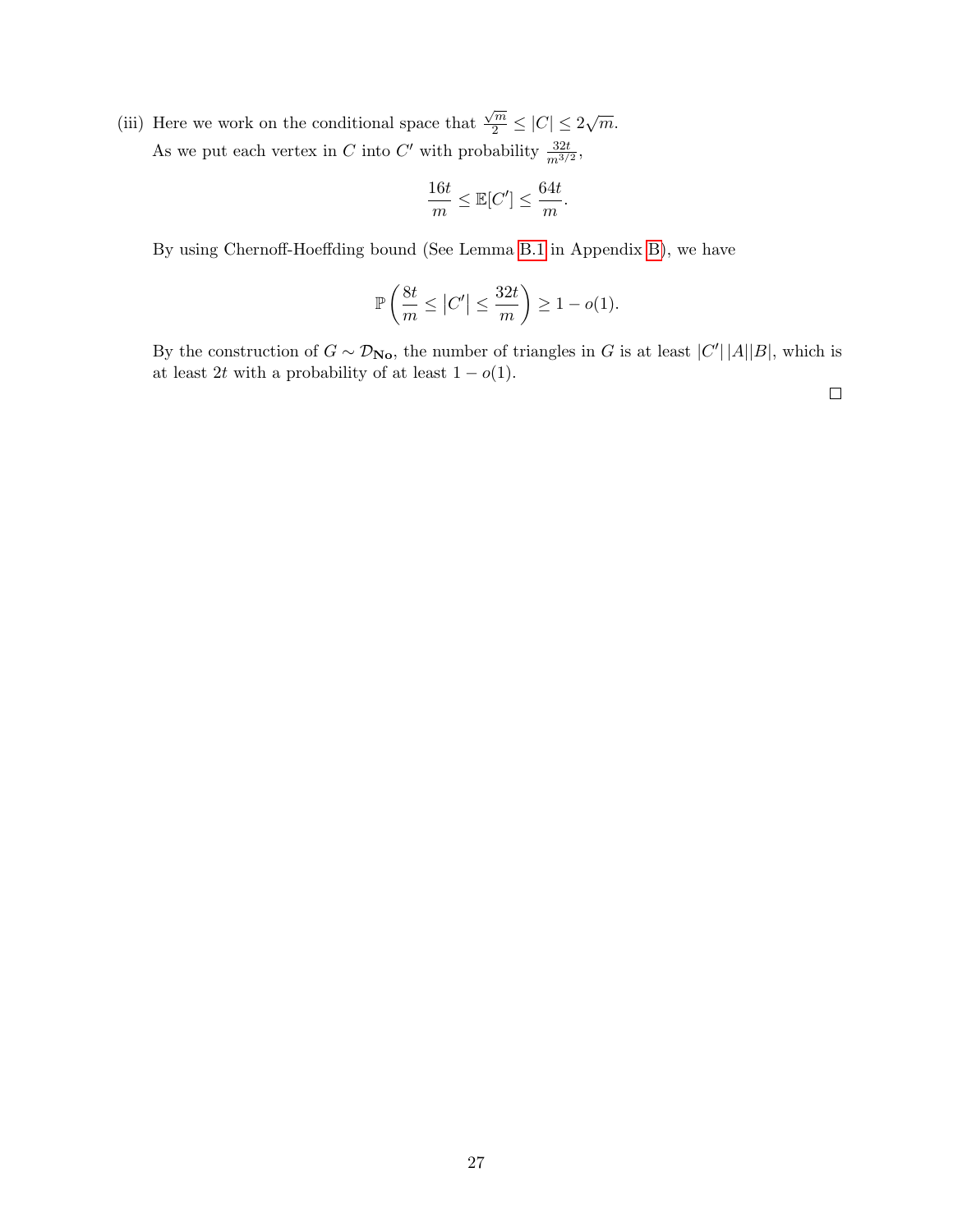(iii) Here we work on the conditional space that $\frac{\sqrt{m}}{2} \leq |C| \leq 2\sqrt{m}$.

As we put each vertex in $C$ into $C'$ with probability $\frac{32t}{m^{3/2}}$,

$$\frac{16t}{m} \leq \mathbb{E}[C'] \leq \frac{64t}{m}.$$

By using Chernoff-Hoeffding bound (See Lemma B.1 in Appendix B), we have

$$\mathbb{P}\left(\frac{8t}{m} \leq \left|C'\right| \leq \frac{32t}{m}\right) \geq 1 - o(1).$$

By the construction of $G \sim \mathcal{D}_{\mathbf{No}}$, the number of triangles in $G$ is at least $|C'||A||B|$, which is at least $2t$ with a probability of at least $1 - o(1)$.

□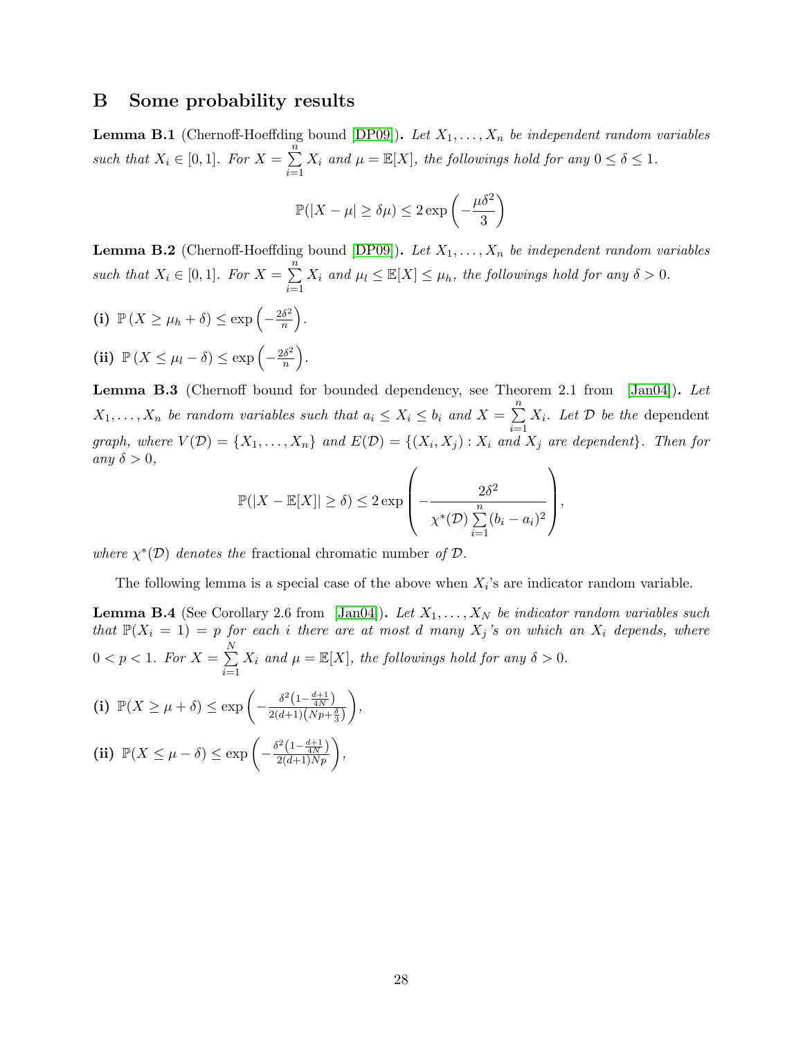## B Some probability results

**Lemma B.1** (Chernoff-Hoeffding bound [DP09])**.** *Let $X_1, \ldots, X_n$ be independent random variables such that $X_i \in [0, 1]$. For $X = \sum_{i=1}^{n} X_i$ and $\mu = \mathbb{E}[X]$, the followings hold for any $0 \leq \delta \leq 1$.*

$$\mathbb{P}(|X - \mu| \geq \delta\mu) \leq 2\exp\left(-\frac{\mu\delta^2}{3}\right)$$

**Lemma B.2** (Chernoff-Hoeffding bound [DP09])**.** *Let $X_1, \ldots, X_n$ be independent random variables such that $X_i \in [0, 1]$. For $X = \sum_{i=1}^{n} X_i$ and $\mu_l \leq \mathbb{E}[X] \leq \mu_h$, the followings hold for any $\delta > 0$.*

**(i)** $\mathbb{P}\left(X \geq \mu_h + \delta\right) \leq \exp\left(-\frac{2\delta^2}{n}\right)$.

**(ii)** $\mathbb{P}\left(X \leq \mu_l - \delta\right) \leq \exp\left(-\frac{2\delta^2}{n}\right)$.

**Lemma B.3** (Chernoff bound for bounded dependency, see Theorem 2.1 from [Jan04])**.** *Let $X_1, \ldots, X_n$ be random variables such that $a_i \leq X_i \leq b_i$ and $X = \sum_{i=1}^{n} X_i$. Let $\mathcal{D}$ be the* dependent graph*, where $V(\mathcal{D}) = \{X_1, \ldots, X_n\}$ and $E(\mathcal{D}) = \{(X_i, X_j) : X_i$ and $X_j$ are dependent$\}$. Then for any $\delta > 0$,*

$$\mathbb{P}(|X - \mathbb{E}[X]| \geq \delta) \leq 2\exp\left(-\frac{2\delta^2}{\chi^*(\mathcal{D})\sum_{i=1}^{n}(b_i - a_i)^2}\right),$$

*where $\chi^*(\mathcal{D})$ denotes the* fractional chromatic number *of $\mathcal{D}$.*

The following lemma is a special case of the above when $X_i$'s are indicator random variable.

**Lemma B.4** (See Corollary 2.6 from [Jan04])**.** *Let $X_1, \ldots, X_N$ be indicator random variables such that $\mathbb{P}(X_i = 1) = p$ for each $i$ there are at most $d$ many $X_j$'s on which an $X_i$ depends, where $0 < p < 1$. For $X = \sum_{i=1}^{N} X_i$ and $\mu = \mathbb{E}[X]$, the followings hold for any $\delta > 0$.*

**(i)** $\mathbb{P}(X \geq \mu + \delta) \leq \exp\left(-\frac{\delta^2\left(1 - \frac{d+1}{4N}\right)}{2(d+1)\left(Np + \frac{\delta}{3}\right)}\right)$,

**(ii)** $\mathbb{P}(X \leq \mu - \delta) \leq \exp\left(-\frac{\delta^2\left(1 - \frac{d+1}{4N}\right)}{2(d+1)Np}\right)$,